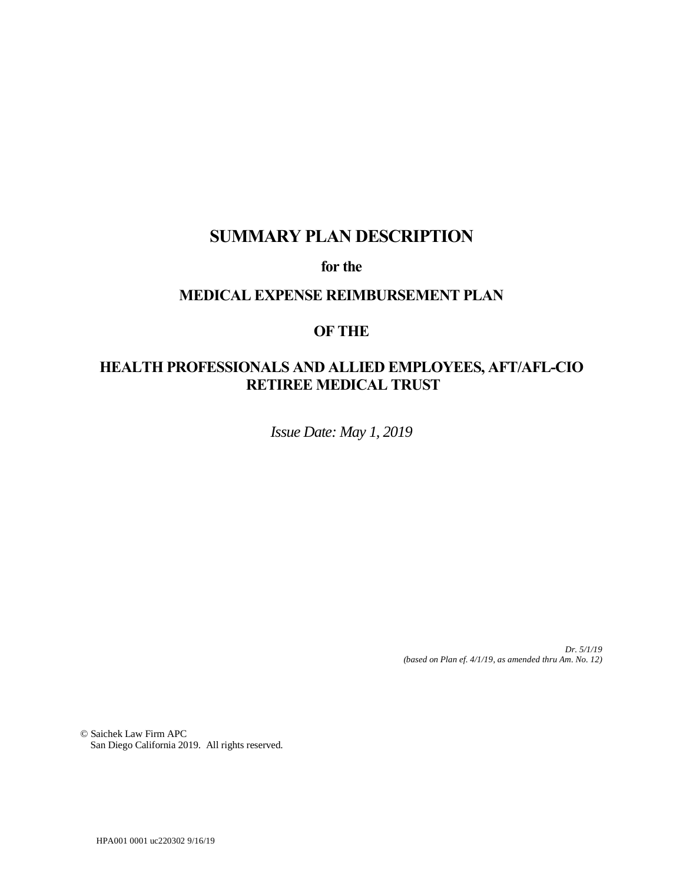# SUMMARY PLAN DESCRIPTION

**for the**

## MEDICAL EXPENSE REIMBURSEMENT PLAN

## OF THE

## HEALTH PROFESSIONALS AND ALLIED EMPLOYEES, AFT/AFL-CIO RETIREE MEDICAL TRUST

*Issue Date: May 1, 2019*

*Dr. 5/1/19*
*(based on Plan ef. 4/1/19, as amended thru Am. No. 12)*

© Saichek Law Firm APC
San Diego California 2019. All rights reserved.

HPA001 0001 uc220302 9/16/19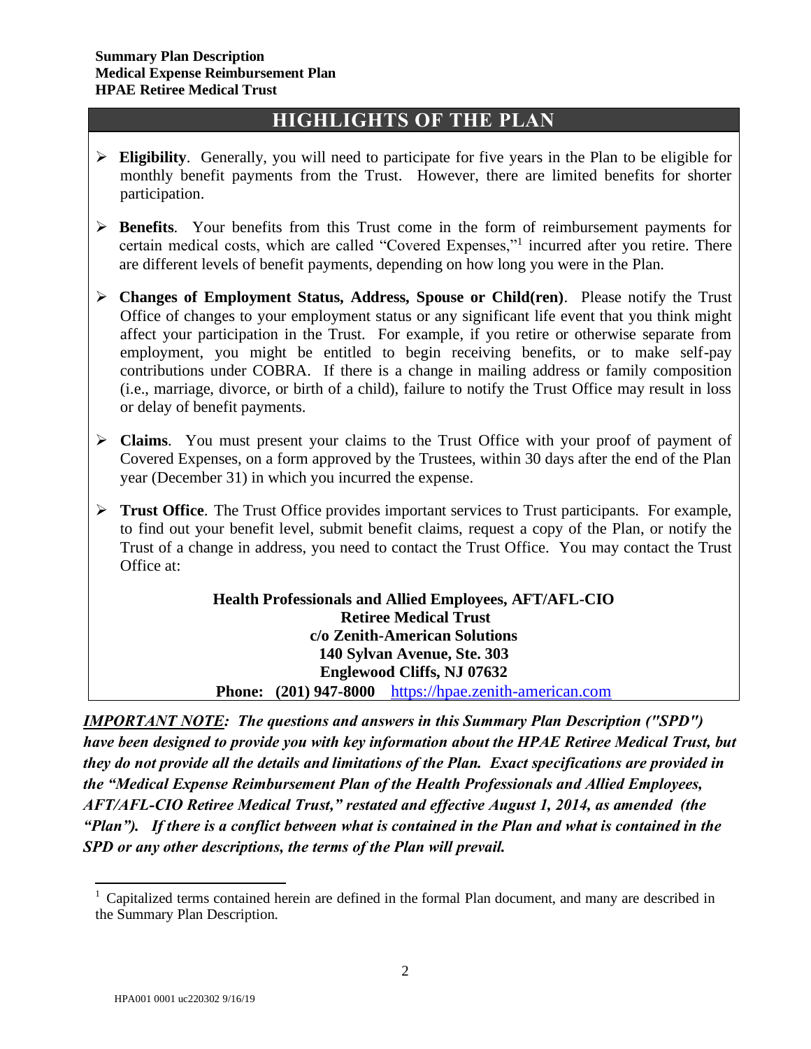**Summary Plan Description**
**Medical Expense Reimbursement Plan**
**HPAE Retiree Medical Trust**

## HIGHLIGHTS OF THE PLAN

- **Eligibility**. Generally, you will need to participate for five years in the Plan to be eligible for monthly benefit payments from the Trust. However, there are limited benefits for shorter participation.

- **Benefits**. Your benefits from this Trust come in the form of reimbursement payments for certain medical costs, which are called "Covered Expenses,"[1] incurred after you retire. There are different levels of benefit payments, depending on how long you were in the Plan.

- **Changes of Employment Status, Address, Spouse or Child(ren)**. Please notify the Trust Office of changes to your employment status or any significant life event that you think might affect your participation in the Trust. For example, if you retire or otherwise separate from employment, you might be entitled to begin receiving benefits, or to make self-pay contributions under COBRA. If there is a change in mailing address or family composition (i.e., marriage, divorce, or birth of a child), failure to notify the Trust Office may result in loss or delay of benefit payments.

- **Claims**. You must present your claims to the Trust Office with your proof of payment of Covered Expenses, on a form approved by the Trustees, within 30 days after the end of the Plan year (December 31) in which you incurred the expense.

- **Trust Office**. The Trust Office provides important services to Trust participants. For example, to find out your benefit level, submit benefit claims, request a copy of the Plan, or notify the Trust of a change in address, you need to contact the Trust Office. You may contact the Trust Office at:

**Health Professionals and Allied Employees, AFT/AFL-CIO**
**Retiree Medical Trust**
**c/o Zenith-American Solutions**
**140 Sylvan Avenue, Ste. 303**
**Englewood Cliffs, NJ 07632**
**Phone: (201) 947-8000** https://hpae.zenith-american.com

***IMPORTANT NOTE:* *The questions and answers in this Summary Plan Description ("SPD") have been designed to provide you with key information about the HPAE Retiree Medical Trust, but they do not provide all the details and limitations of the Plan. Exact specifications are provided in the "Medical Expense Reimbursement Plan of the Health Professionals and Allied Employees, AFT/AFL-CIO Retiree Medical Trust," restated and effective August 1, 2014, as amended (the "Plan"). If there is a conflict between what is contained in the Plan and what is contained in the SPD or any other descriptions, the terms of the Plan will prevail.***

[1] Capitalized terms contained herein are defined in the formal Plan document, and many are described in the Summary Plan Description.

HPA001 0001 uc220302 9/16/19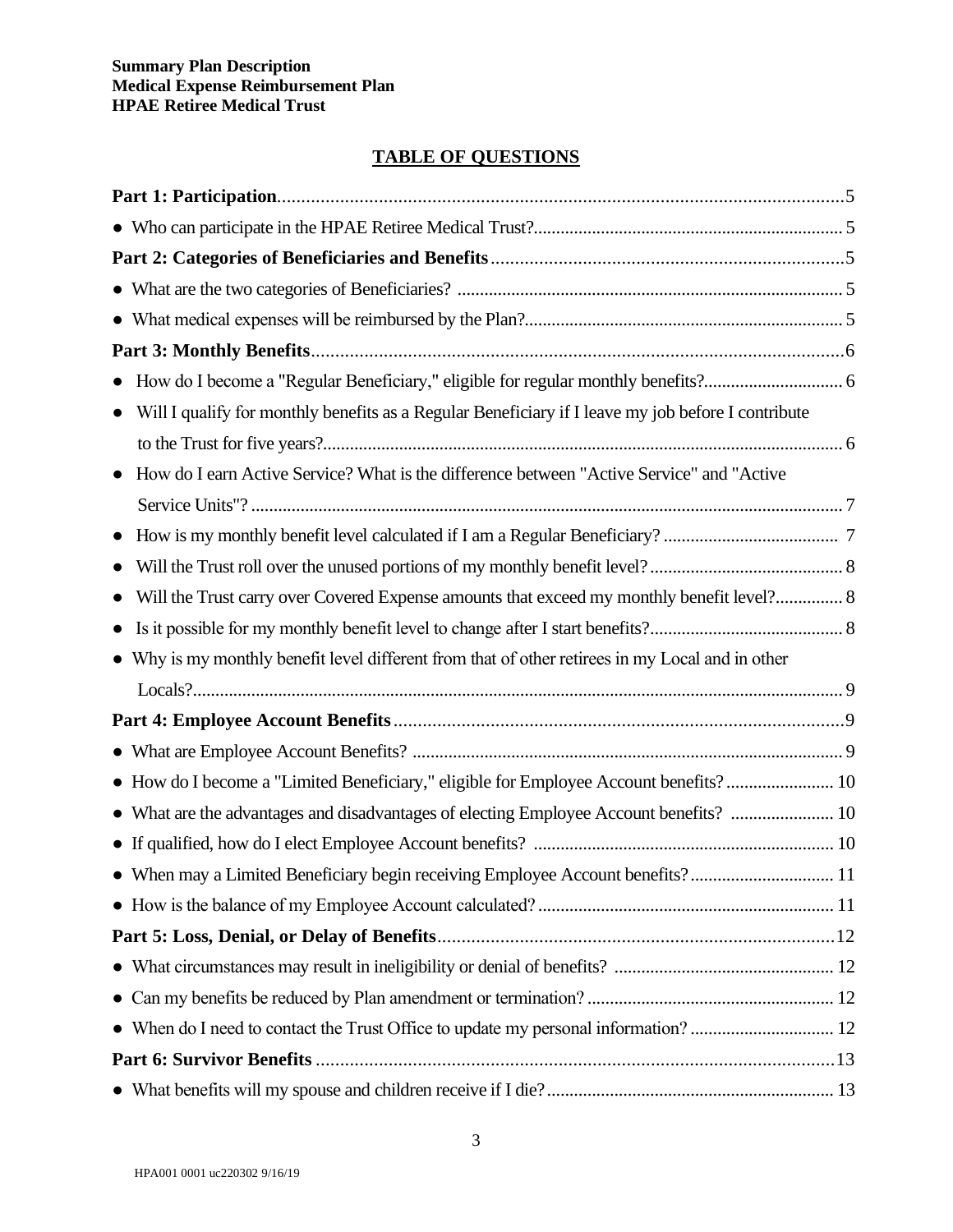**Summary Plan Description**
**Medical Expense Reimbursement Plan**
**HPAE Retiree Medical Trust**

## TABLE OF QUESTIONS

**Part 1: Participation** .......... 5

- Who can participate in the HPAE Retiree Medical Trust? .......... 5

**Part 2: Categories of Beneficiaries and Benefits** .......... 5

- What are the two categories of Beneficiaries? .......... 5
- What medical expenses will be reimbursed by the Plan? .......... 5

**Part 3: Monthly Benefits** .......... 6

- How do I become a "Regular Beneficiary," eligible for regular monthly benefits? .......... 6
- Will I qualify for monthly benefits as a Regular Beneficiary if I leave my job before I contribute to the Trust for five years? .......... 6
- How do I earn Active Service? What is the difference between "Active Service" and "Active Service Units"? .......... 7
- How is my monthly benefit level calculated if I am a Regular Beneficiary? .......... 7
- Will the Trust roll over the unused portions of my monthly benefit level? .......... 8
- Will the Trust carry over Covered Expense amounts that exceed my monthly benefit level? .......... 8
- Is it possible for my monthly benefit level to change after I start benefits? .......... 8
- Why is my monthly benefit level different from that of other retirees in my Local and in other Locals? .......... 9

**Part 4: Employee Account Benefits** .......... 9

- What are Employee Account Benefits? .......... 9
- How do I become a "Limited Beneficiary," eligible for Employee Account benefits? .......... 10
- What are the advantages and disadvantages of electing Employee Account benefits? .......... 10
- If qualified, how do I elect Employee Account benefits? .......... 10
- When may a Limited Beneficiary begin receiving Employee Account benefits? .......... 11
- How is the balance of my Employee Account calculated? .......... 11

**Part 5: Loss, Denial, or Delay of Benefits** .......... 12

- What circumstances may result in ineligibility or denial of benefits? .......... 12
- Can my benefits be reduced by Plan amendment or termination? .......... 12
- When do I need to contact the Trust Office to update my personal information? .......... 12

**Part 6: Survivor Benefits** .......... 13

- What benefits will my spouse and children receive if I die? .......... 13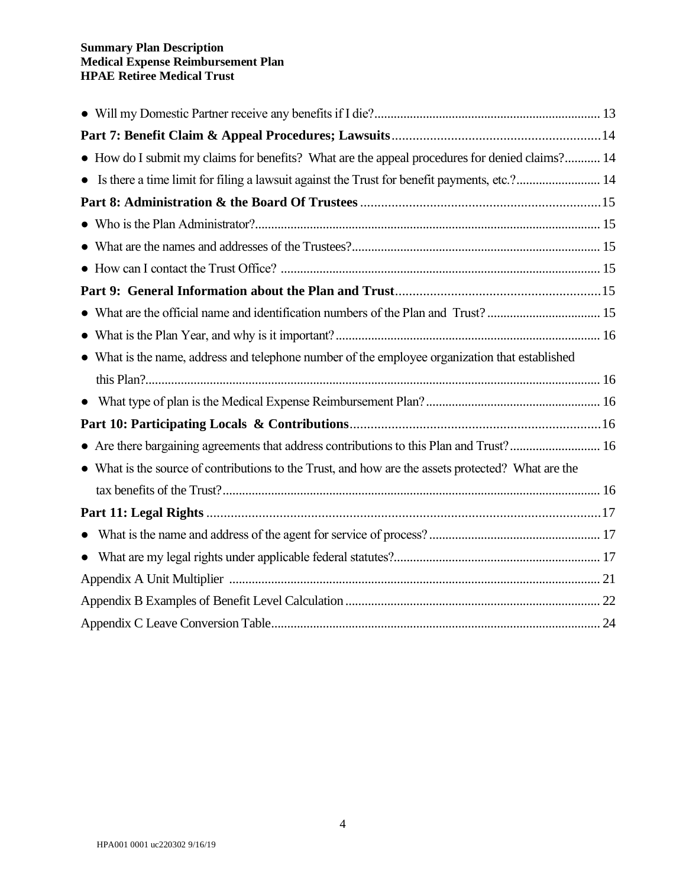- Will my Domestic Partner receive any benefits if I die? ..... 13

**Part 7: Benefit Claim & Appeal Procedures; Lawsuits** ..... 14

- How do I submit my claims for benefits? What are the appeal procedures for denied claims? ..... 14
- Is there a time limit for filing a lawsuit against the Trust for benefit payments, etc.? ..... 14

**Part 8: Administration & the Board Of Trustees** ..... 15

- Who is the Plan Administrator? ..... 15
- What are the names and addresses of the Trustees? ..... 15
- How can I contact the Trust Office? ..... 15

**Part 9: General Information about the Plan and Trust** ..... 15

- What are the official name and identification numbers of the Plan and Trust? ..... 15
- What is the Plan Year, and why is it important? ..... 16
- What is the name, address and telephone number of the employee organization that established this Plan? ..... 16
- What type of plan is the Medical Expense Reimbursement Plan? ..... 16

**Part 10: Participating Locals & Contributions** ..... 16

- Are there bargaining agreements that address contributions to this Plan and Trust? ..... 16
- What is the source of contributions to the Trust, and how are the assets protected? What are the tax benefits of the Trust? ..... 16

**Part 11: Legal Rights** ..... 17

- What is the name and address of the agent for service of process? ..... 17
- What are my legal rights under applicable federal statutes? ..... 17

Appendix A Unit Multiplier ..... 21

Appendix B Examples of Benefit Level Calculation ..... 22

Appendix C Leave Conversion Table ..... 24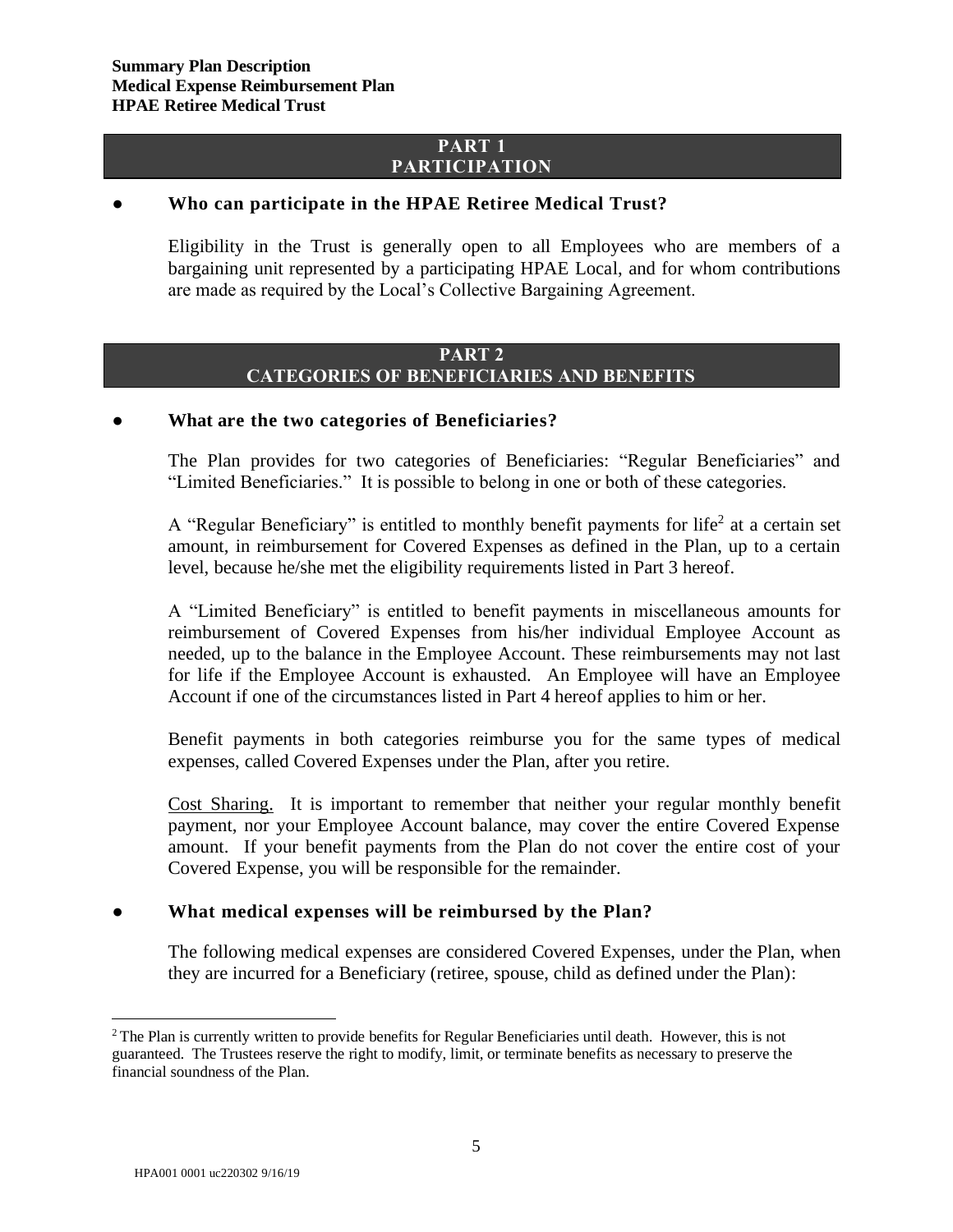## PART 1
## PARTICIPATION

- **Who can participate in the HPAE Retiree Medical Trust?**

  Eligibility in the Trust is generally open to all Employees who are members of a bargaining unit represented by a participating HPAE Local, and for whom contributions are made as required by the Local's Collective Bargaining Agreement.

## PART 2
## CATEGORIES OF BENEFICIARIES AND BENEFITS

- **What are the two categories of Beneficiaries?**

  The Plan provides for two categories of Beneficiaries: "Regular Beneficiaries" and "Limited Beneficiaries." It is possible to belong in one or both of these categories.

  A "Regular Beneficiary" is entitled to monthly benefit payments for life[2] at a certain set amount, in reimbursement for Covered Expenses as defined in the Plan, up to a certain level, because he/she met the eligibility requirements listed in Part 3 hereof.

  A "Limited Beneficiary" is entitled to benefit payments in miscellaneous amounts for reimbursement of Covered Expenses from his/her individual Employee Account as needed, up to the balance in the Employee Account. These reimbursements may not last for life if the Employee Account is exhausted. An Employee will have an Employee Account if one of the circumstances listed in Part 4 hereof applies to him or her.

  Benefit payments in both categories reimburse you for the same types of medical expenses, called Covered Expenses under the Plan, after you retire.

  Cost Sharing. It is important to remember that neither your regular monthly benefit payment, nor your Employee Account balance, may cover the entire Covered Expense amount. If your benefit payments from the Plan do not cover the entire cost of your Covered Expense, you will be responsible for the remainder.

- **What medical expenses will be reimbursed by the Plan?**

  The following medical expenses are considered Covered Expenses, under the Plan, when they are incurred for a Beneficiary (retiree, spouse, child as defined under the Plan):

---

[2] The Plan is currently written to provide benefits for Regular Beneficiaries until death. However, this is not guaranteed. The Trustees reserve the right to modify, limit, or terminate benefits as necessary to preserve the financial soundness of the Plan.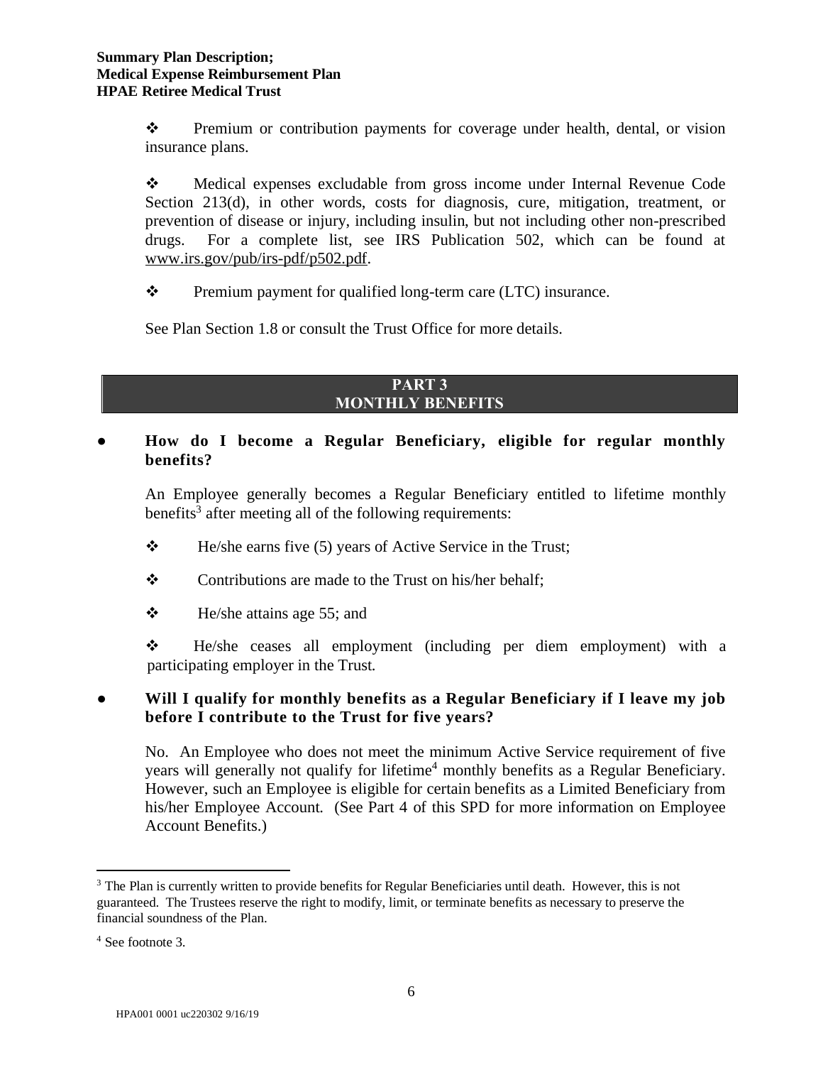- Premium or contribution payments for coverage under health, dental, or vision insurance plans.

- Medical expenses excludable from gross income under Internal Revenue Code Section 213(d), in other words, costs for diagnosis, cure, mitigation, treatment, or prevention of disease or injury, including insulin, but not including other non-prescribed drugs. For a complete list, see IRS Publication 502, which can be found at www.irs.gov/pub/irs-pdf/p502.pdf.

- Premium payment for qualified long-term care (LTC) insurance.

See Plan Section 1.8 or consult the Trust Office for more details.

## PART 3
## MONTHLY BENEFITS

- **How do I become a Regular Beneficiary, eligible for regular monthly benefits?**

An Employee generally becomes a Regular Beneficiary entitled to lifetime monthly benefits[3] after meeting all of the following requirements:

- He/she earns five (5) years of Active Service in the Trust;
- Contributions are made to the Trust on his/her behalf;
- He/she attains age 55; and
- He/she ceases all employment (including per diem employment) with a participating employer in the Trust.

- **Will I qualify for monthly benefits as a Regular Beneficiary if I leave my job before I contribute to the Trust for five years?**

No. An Employee who does not meet the minimum Active Service requirement of five years will generally not qualify for lifetime[4] monthly benefits as a Regular Beneficiary. However, such an Employee is eligible for certain benefits as a Limited Beneficiary from his/her Employee Account. (See Part 4 of this SPD for more information on Employee Account Benefits.)

---

[3] The Plan is currently written to provide benefits for Regular Beneficiaries until death. However, this is not guaranteed. The Trustees reserve the right to modify, limit, or terminate benefits as necessary to preserve the financial soundness of the Plan.

[4] See footnote 3.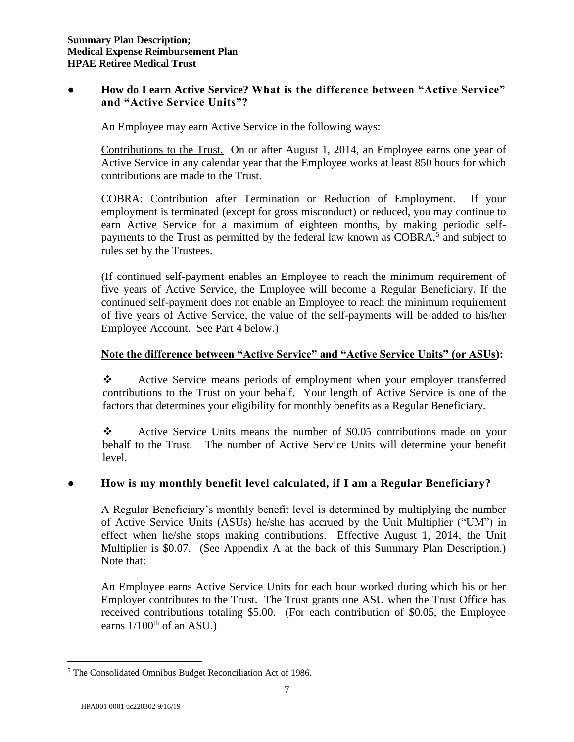- **How do I earn Active Service? What is the difference between "Active Service" and "Active Service Units"?**

  An Employee may earn Active Service in the following ways:

  Contributions to the Trust. On or after August 1, 2014, an Employee earns one year of Active Service in any calendar year that the Employee works at least 850 hours for which contributions are made to the Trust.

  COBRA: Contribution after Termination or Reduction of Employment. If your employment is terminated (except for gross misconduct) or reduced, you may continue to earn Active Service for a maximum of eighteen months, by making periodic self-payments to the Trust as permitted by the federal law known as COBRA,[5] and subject to rules set by the Trustees.

  (If continued self-payment enables an Employee to reach the minimum requirement of five years of Active Service, the Employee will become a Regular Beneficiary. If the continued self-payment does not enable an Employee to reach the minimum requirement of five years of Active Service, the value of the self-payments will be added to his/her Employee Account. See Part 4 below.)

  **Note the difference between "Active Service" and "Active Service Units" (or ASUs):**

  ❖ Active Service means periods of employment when your employer transferred contributions to the Trust on your behalf. Your length of Active Service is one of the factors that determines your eligibility for monthly benefits as a Regular Beneficiary.

  ❖ Active Service Units means the number of \$0.05 contributions made on your behalf to the Trust. The number of Active Service Units will determine your benefit level.

- **How is my monthly benefit level calculated, if I am a Regular Beneficiary?**

  A Regular Beneficiary's monthly benefit level is determined by multiplying the number of Active Service Units (ASUs) he/she has accrued by the Unit Multiplier ("UM") in effect when he/she stops making contributions. Effective August 1, 2014, the Unit Multiplier is \$0.07. (See Appendix A at the back of this Summary Plan Description.) Note that:

  An Employee earns Active Service Units for each hour worked during which his or her Employer contributes to the Trust. The Trust grants one ASU when the Trust Office has received contributions totaling \$5.00. (For each contribution of \$0.05, the Employee earns $1/100^{th}$ of an ASU.)

---

[5] The Consolidated Omnibus Budget Reconciliation Act of 1986.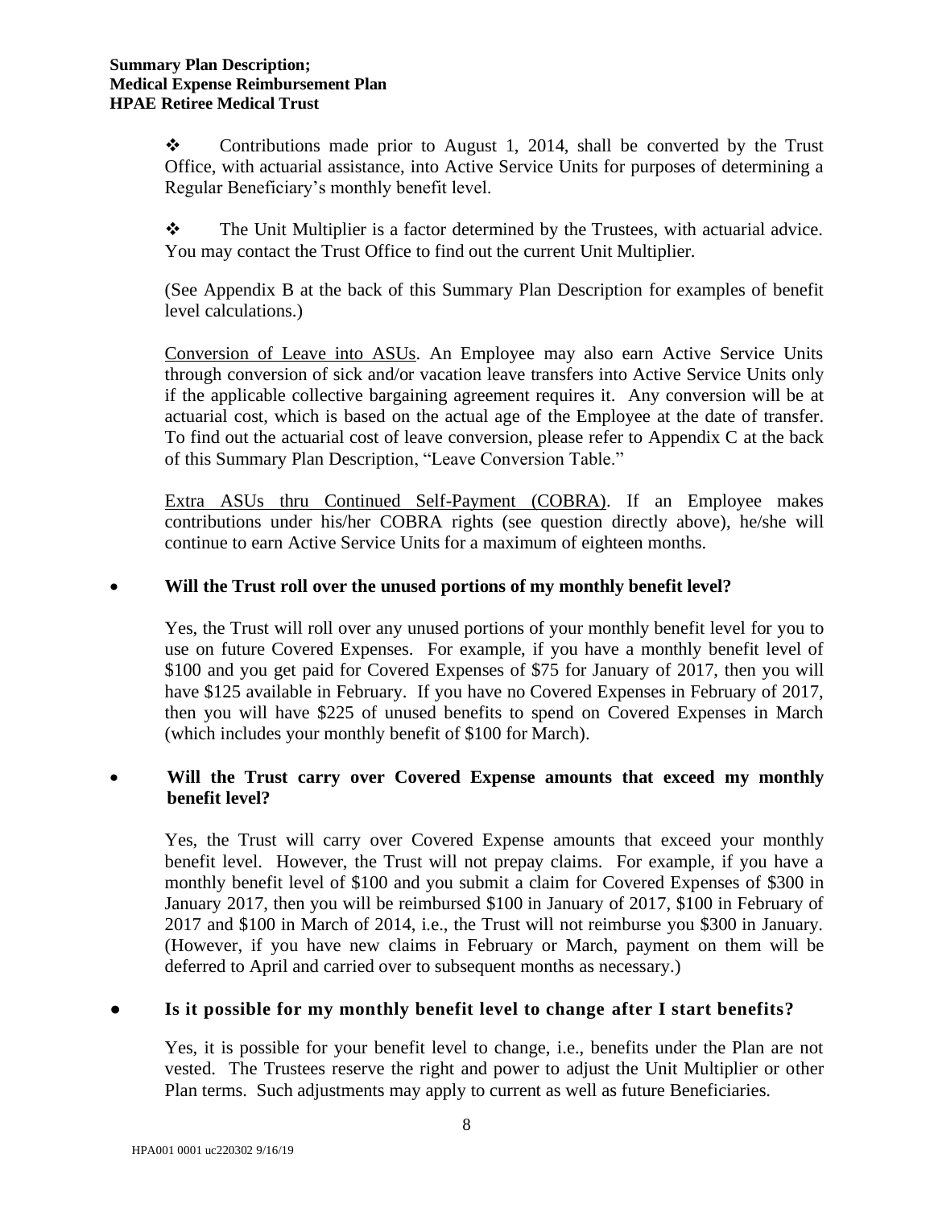- Contributions made prior to August 1, 2014, shall be converted by the Trust Office, with actuarial assistance, into Active Service Units for purposes of determining a Regular Beneficiary's monthly benefit level.

- The Unit Multiplier is a factor determined by the Trustees, with actuarial advice. You may contact the Trust Office to find out the current Unit Multiplier.

(See Appendix B at the back of this Summary Plan Description for examples of benefit level calculations.)

Conversion of Leave into ASUs. An Employee may also earn Active Service Units through conversion of sick and/or vacation leave transfers into Active Service Units only if the applicable collective bargaining agreement requires it. Any conversion will be at actuarial cost, which is based on the actual age of the Employee at the date of transfer. To find out the actuarial cost of leave conversion, please refer to Appendix C at the back of this Summary Plan Description, "Leave Conversion Table."

Extra ASUs thru Continued Self-Payment (COBRA). If an Employee makes contributions under his/her COBRA rights (see question directly above), he/she will continue to earn Active Service Units for a maximum of eighteen months.

- **Will the Trust roll over the unused portions of my monthly benefit level?**

  Yes, the Trust will roll over any unused portions of your monthly benefit level for you to use on future Covered Expenses. For example, if you have a monthly benefit level of $100 and you get paid for Covered Expenses of $75 for January of 2017, then you will have $125 available in February. If you have no Covered Expenses in February of 2017, then you will have $225 of unused benefits to spend on Covered Expenses in March (which includes your monthly benefit of $100 for March).

- **Will the Trust carry over Covered Expense amounts that exceed my monthly benefit level?**

  Yes, the Trust will carry over Covered Expense amounts that exceed your monthly benefit level. However, the Trust will not prepay claims. For example, if you have a monthly benefit level of $100 and you submit a claim for Covered Expenses of $300 in January 2017, then you will be reimbursed $100 in January of 2017, $100 in February of 2017 and $100 in March of 2014, i.e., the Trust will not reimburse you $300 in January. (However, if you have new claims in February or March, payment on them will be deferred to April and carried over to subsequent months as necessary.)

- **Is it possible for my monthly benefit level to change after I start benefits?**

  Yes, it is possible for your benefit level to change, i.e., benefits under the Plan are not vested. The Trustees reserve the right and power to adjust the Unit Multiplier or other Plan terms. Such adjustments may apply to current as well as future Beneficiaries.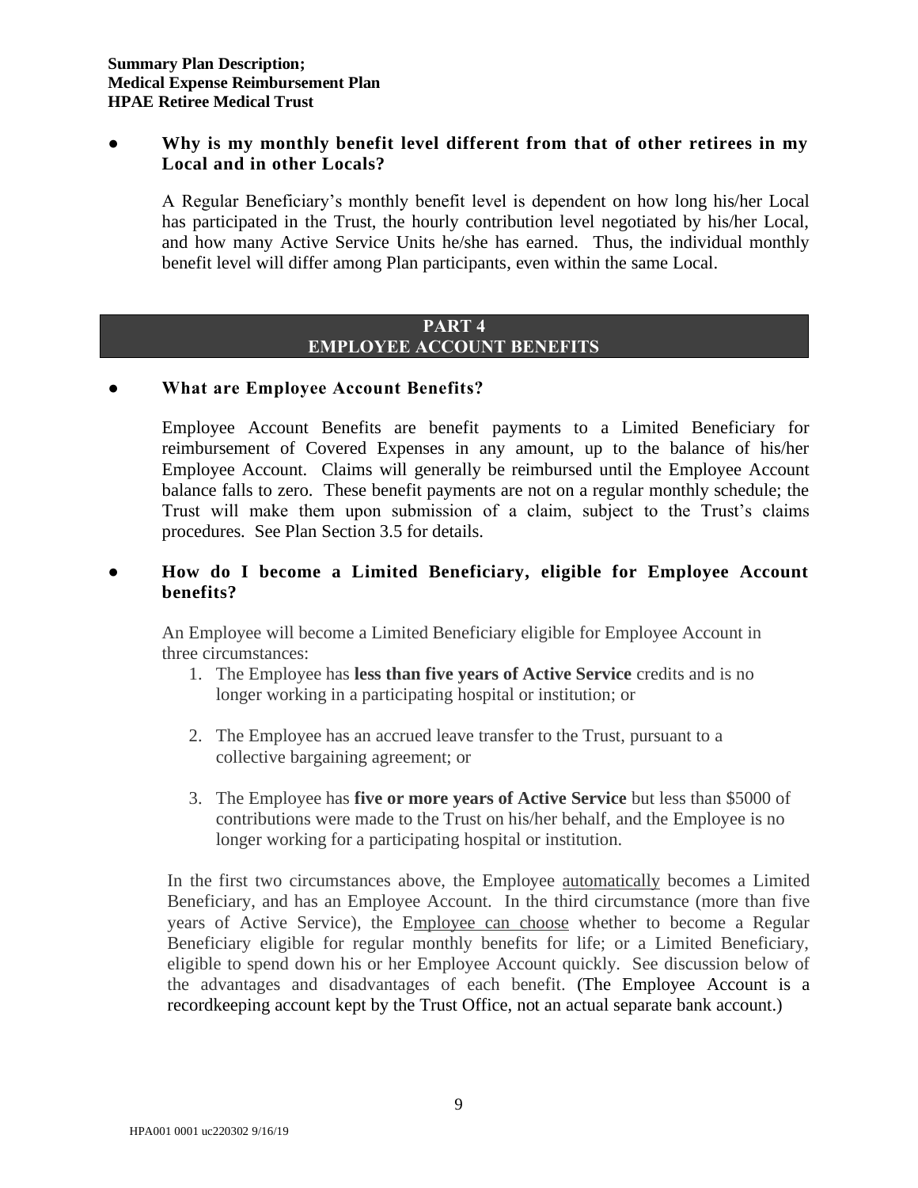- **Why is my monthly benefit level different from that of other retirees in my Local and in other Locals?**

  A Regular Beneficiary's monthly benefit level is dependent on how long his/her Local has participated in the Trust, the hourly contribution level negotiated by his/her Local, and how many Active Service Units he/she has earned. Thus, the individual monthly benefit level will differ among Plan participants, even within the same Local.

## PART 4
## EMPLOYEE ACCOUNT BENEFITS

- **What are Employee Account Benefits?**

  Employee Account Benefits are benefit payments to a Limited Beneficiary for reimbursement of Covered Expenses in any amount, up to the balance of his/her Employee Account. Claims will generally be reimbursed until the Employee Account balance falls to zero. These benefit payments are not on a regular monthly schedule; the Trust will make them upon submission of a claim, subject to the Trust's claims procedures. See Plan Section 3.5 for details.

- **How do I become a Limited Beneficiary, eligible for Employee Account benefits?**

  An Employee will become a Limited Beneficiary eligible for Employee Account in three circumstances:

  1. The Employee has **less than five years of Active Service** credits and is no longer working in a participating hospital or institution; or

  2. The Employee has an accrued leave transfer to the Trust, pursuant to a collective bargaining agreement; or

  3. The Employee has **five or more years of Active Service** but less than $5000 of contributions were made to the Trust on his/her behalf, and the Employee is no longer working for a participating hospital or institution.

  In the first two circumstances above, the Employee automatically becomes a Limited Beneficiary, and has an Employee Account. In the third circumstance (more than five years of Active Service), the Employee can choose whether to become a Regular Beneficiary eligible for regular monthly benefits for life; or a Limited Beneficiary, eligible to spend down his or her Employee Account quickly. See discussion below of the advantages and disadvantages of each benefit. (The Employee Account is a recordkeeping account kept by the Trust Office, not an actual separate bank account.)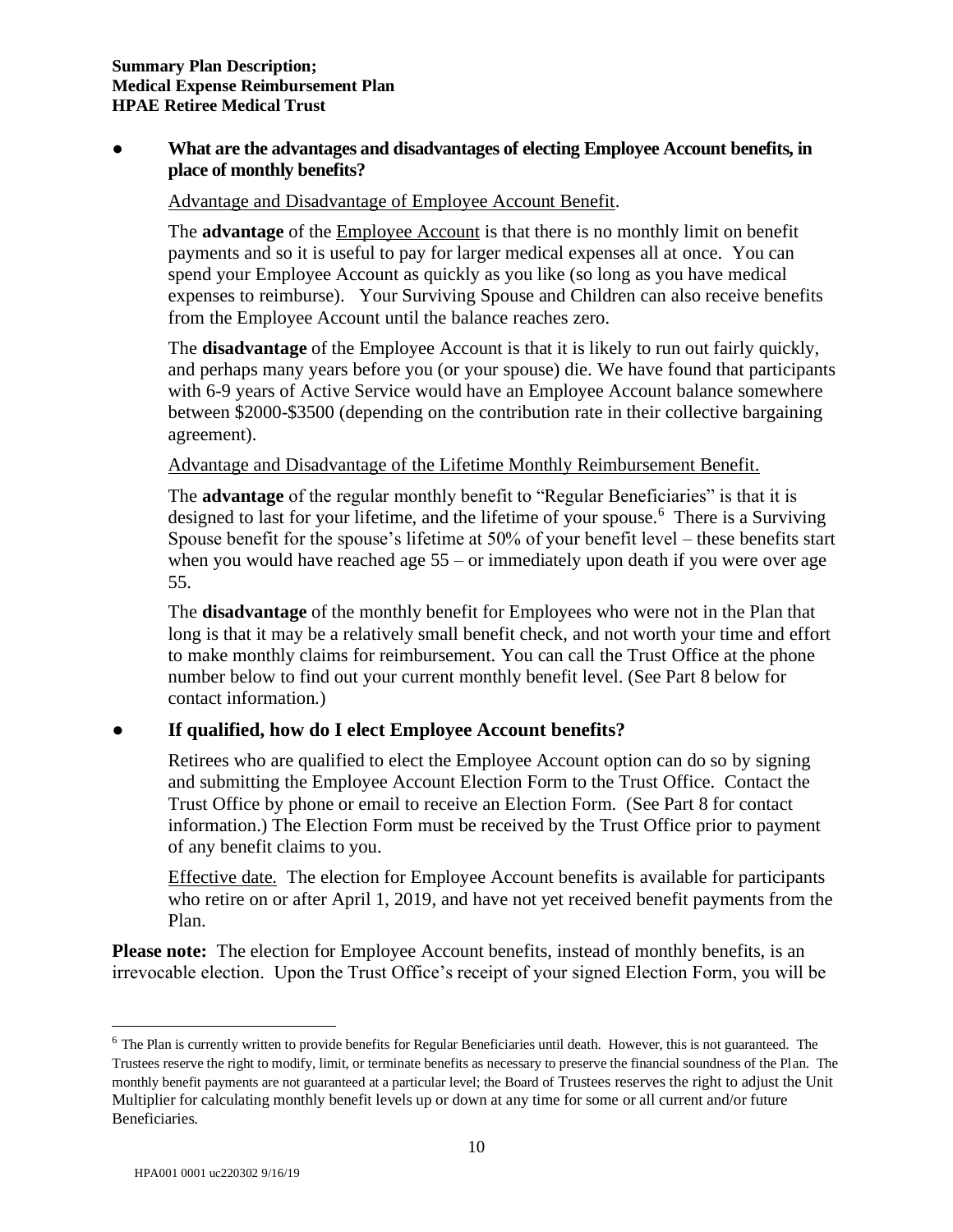- **What are the advantages and disadvantages of electing Employee Account benefits, in place of monthly benefits?**

  Advantage and Disadvantage of Employee Account Benefit.

  The **advantage** of the Employee Account is that there is no monthly limit on benefit payments and so it is useful to pay for larger medical expenses all at once. You can spend your Employee Account as quickly as you like (so long as you have medical expenses to reimburse). Your Surviving Spouse and Children can also receive benefits from the Employee Account until the balance reaches zero.

  The **disadvantage** of the Employee Account is that it is likely to run out fairly quickly, and perhaps many years before you (or your spouse) die. We have found that participants with 6-9 years of Active Service would have an Employee Account balance somewhere between \$2000-\$3500 (depending on the contribution rate in their collective bargaining agreement).

  Advantage and Disadvantage of the Lifetime Monthly Reimbursement Benefit.

  The **advantage** of the regular monthly benefit to "Regular Beneficiaries" is that it is designed to last for your lifetime, and the lifetime of your spouse.[6] There is a Surviving Spouse benefit for the spouse's lifetime at 50% of your benefit level – these benefits start when you would have reached age 55 – or immediately upon death if you were over age 55.

  The **disadvantage** of the monthly benefit for Employees who were not in the Plan that long is that it may be a relatively small benefit check, and not worth your time and effort to make monthly claims for reimbursement. You can call the Trust Office at the phone number below to find out your current monthly benefit level. (See Part 8 below for contact information.)

- **If qualified, how do I elect Employee Account benefits?**

  Retirees who are qualified to elect the Employee Account option can do so by signing and submitting the Employee Account Election Form to the Trust Office. Contact the Trust Office by phone or email to receive an Election Form. (See Part 8 for contact information.) The Election Form must be received by the Trust Office prior to payment of any benefit claims to you.

  Effective date. The election for Employee Account benefits is available for participants who retire on or after April 1, 2019, and have not yet received benefit payments from the Plan.

**Please note:** The election for Employee Account benefits, instead of monthly benefits, is an irrevocable election. Upon the Trust Office's receipt of your signed Election Form, you will be

---

[6] The Plan is currently written to provide benefits for Regular Beneficiaries until death. However, this is not guaranteed. The Trustees reserve the right to modify, limit, or terminate benefits as necessary to preserve the financial soundness of the Plan. The monthly benefit payments are not guaranteed at a particular level; the Board of Trustees reserves the right to adjust the Unit Multiplier for calculating monthly benefit levels up or down at any time for some or all current and/or future Beneficiaries.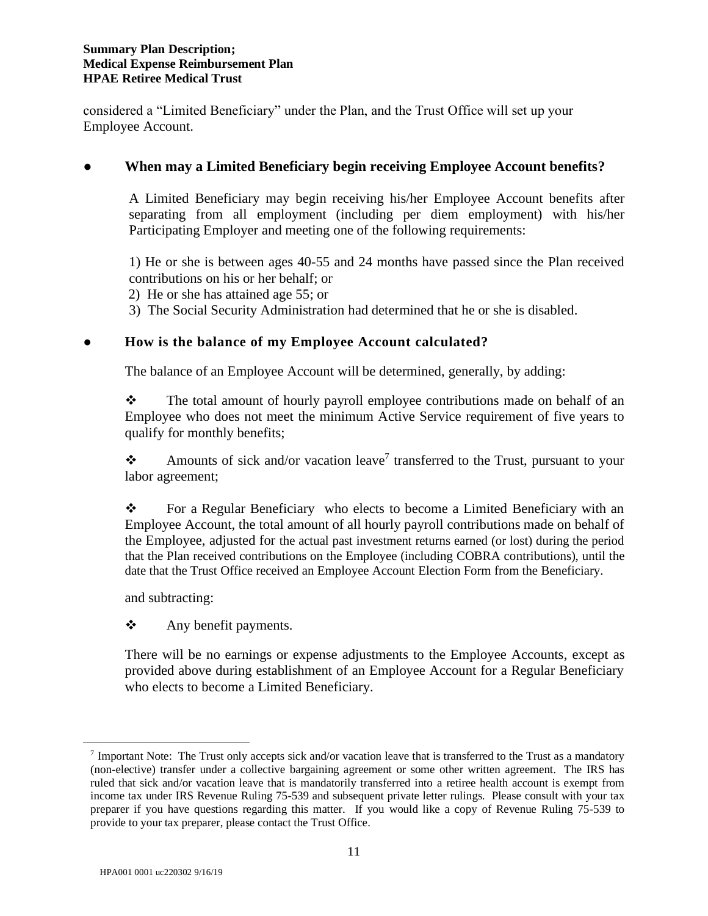considered a "Limited Beneficiary" under the Plan, and the Trust Office will set up your Employee Account.

- **When may a Limited Beneficiary begin receiving Employee Account benefits?**

  A Limited Beneficiary may begin receiving his/her Employee Account benefits after separating from all employment (including per diem employment) with his/her Participating Employer and meeting one of the following requirements:

  1) He or she is between ages 40-55 and 24 months have passed since the Plan received contributions on his or her behalf; or
  2) He or she has attained age 55; or
  3) The Social Security Administration had determined that he or she is disabled.

- **How is the balance of my Employee Account calculated?**

  The balance of an Employee Account will be determined, generally, by adding:

  ❖ The total amount of hourly payroll employee contributions made on behalf of an Employee who does not meet the minimum Active Service requirement of five years to qualify for monthly benefits;

  ❖ Amounts of sick and/or vacation leave[7] transferred to the Trust, pursuant to your labor agreement;

  ❖ For a Regular Beneficiary who elects to become a Limited Beneficiary with an Employee Account, the total amount of all hourly payroll contributions made on behalf of the Employee, adjusted for the actual past investment returns earned (or lost) during the period that the Plan received contributions on the Employee (including COBRA contributions), until the date that the Trust Office received an Employee Account Election Form from the Beneficiary.

  and subtracting:

  ❖ Any benefit payments.

  There will be no earnings or expense adjustments to the Employee Accounts, except as provided above during establishment of an Employee Account for a Regular Beneficiary who elects to become a Limited Beneficiary.

---

[7] Important Note: The Trust only accepts sick and/or vacation leave that is transferred to the Trust as a mandatory (non-elective) transfer under a collective bargaining agreement or some other written agreement. The IRS has ruled that sick and/or vacation leave that is mandatorily transferred into a retiree health account is exempt from income tax under IRS Revenue Ruling 75-539 and subsequent private letter rulings. Please consult with your tax preparer if you have questions regarding this matter. If you would like a copy of Revenue Ruling 75-539 to provide to your tax preparer, please contact the Trust Office.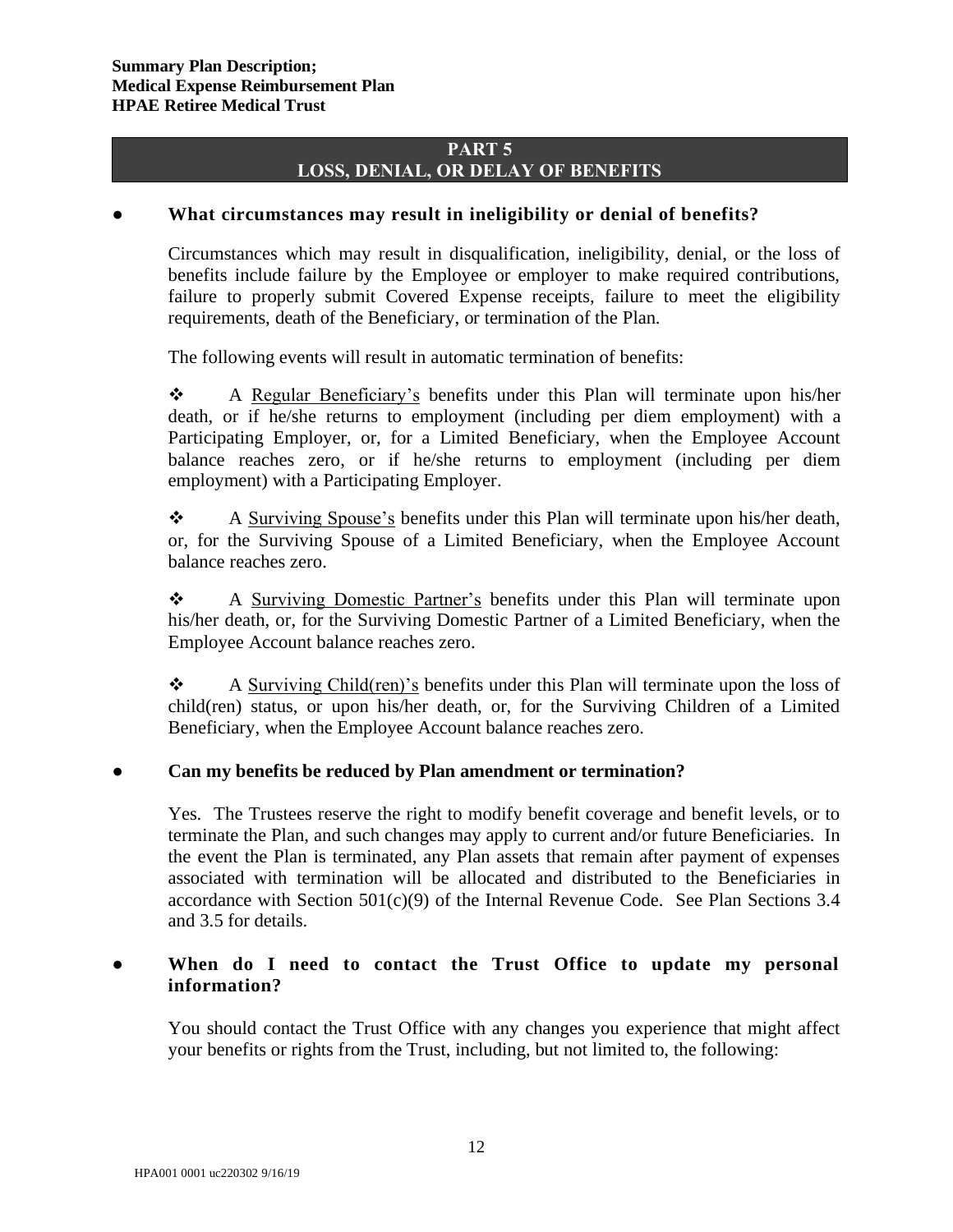## PART 5
## LOSS, DENIAL, OR DELAY OF BENEFITS

- **What circumstances may result in ineligibility or denial of benefits?**

  Circumstances which may result in disqualification, ineligibility, denial, or the loss of benefits include failure by the Employee or employer to make required contributions, failure to properly submit Covered Expense receipts, failure to meet the eligibility requirements, death of the Beneficiary, or termination of the Plan.

  The following events will result in automatic termination of benefits:

  ❖ A Regular Beneficiary's benefits under this Plan will terminate upon his/her death, or if he/she returns to employment (including per diem employment) with a Participating Employer, or, for a Limited Beneficiary, when the Employee Account balance reaches zero, or if he/she returns to employment (including per diem employment) with a Participating Employer.

  ❖ A Surviving Spouse's benefits under this Plan will terminate upon his/her death, or, for the Surviving Spouse of a Limited Beneficiary, when the Employee Account balance reaches zero.

  ❖ A Surviving Domestic Partner's benefits under this Plan will terminate upon his/her death, or, for the Surviving Domestic Partner of a Limited Beneficiary, when the Employee Account balance reaches zero.

  ❖ A Surviving Child(ren)'s benefits under this Plan will terminate upon the loss of child(ren) status, or upon his/her death, or, for the Surviving Children of a Limited Beneficiary, when the Employee Account balance reaches zero.

- **Can my benefits be reduced by Plan amendment or termination?**

  Yes. The Trustees reserve the right to modify benefit coverage and benefit levels, or to terminate the Plan, and such changes may apply to current and/or future Beneficiaries. In the event the Plan is terminated, any Plan assets that remain after payment of expenses associated with termination will be allocated and distributed to the Beneficiaries in accordance with Section 501(c)(9) of the Internal Revenue Code. See Plan Sections 3.4 and 3.5 for details.

- **When do I need to contact the Trust Office to update my personal information?**

  You should contact the Trust Office with any changes you experience that might affect your benefits or rights from the Trust, including, but not limited to, the following: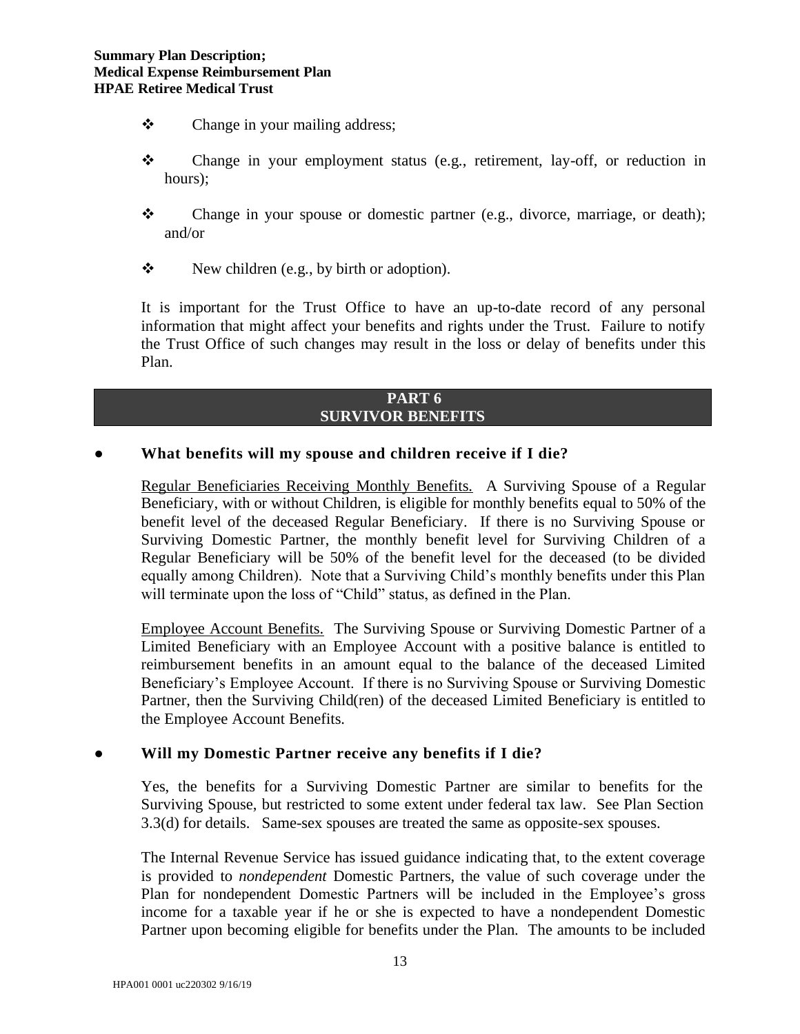- Change in your mailing address;
- Change in your employment status (e.g., retirement, lay-off, or reduction in hours);
- Change in your spouse or domestic partner (e.g., divorce, marriage, or death); and/or
- New children (e.g., by birth or adoption).

It is important for the Trust Office to have an up-to-date record of any personal information that might affect your benefits and rights under the Trust. Failure to notify the Trust Office of such changes may result in the loss or delay of benefits under this Plan.

## PART 6
## SURVIVOR BENEFITS

- **What benefits will my spouse and children receive if I die?**

  Regular Beneficiaries Receiving Monthly Benefits. A Surviving Spouse of a Regular Beneficiary, with or without Children, is eligible for monthly benefits equal to 50% of the benefit level of the deceased Regular Beneficiary. If there is no Surviving Spouse or Surviving Domestic Partner, the monthly benefit level for Surviving Children of a Regular Beneficiary will be 50% of the benefit level for the deceased (to be divided equally among Children). Note that a Surviving Child's monthly benefits under this Plan will terminate upon the loss of "Child" status, as defined in the Plan.

  Employee Account Benefits. The Surviving Spouse or Surviving Domestic Partner of a Limited Beneficiary with an Employee Account with a positive balance is entitled to reimbursement benefits in an amount equal to the balance of the deceased Limited Beneficiary's Employee Account. If there is no Surviving Spouse or Surviving Domestic Partner, then the Surviving Child(ren) of the deceased Limited Beneficiary is entitled to the Employee Account Benefits.

- **Will my Domestic Partner receive any benefits if I die?**

  Yes, the benefits for a Surviving Domestic Partner are similar to benefits for the Surviving Spouse, but restricted to some extent under federal tax law. See Plan Section 3.3(d) for details. Same-sex spouses are treated the same as opposite-sex spouses.

  The Internal Revenue Service has issued guidance indicating that, to the extent coverage is provided to *nondependent* Domestic Partners, the value of such coverage under the Plan for nondependent Domestic Partners will be included in the Employee's gross income for a taxable year if he or she is expected to have a nondependent Domestic Partner upon becoming eligible for benefits under the Plan. The amounts to be included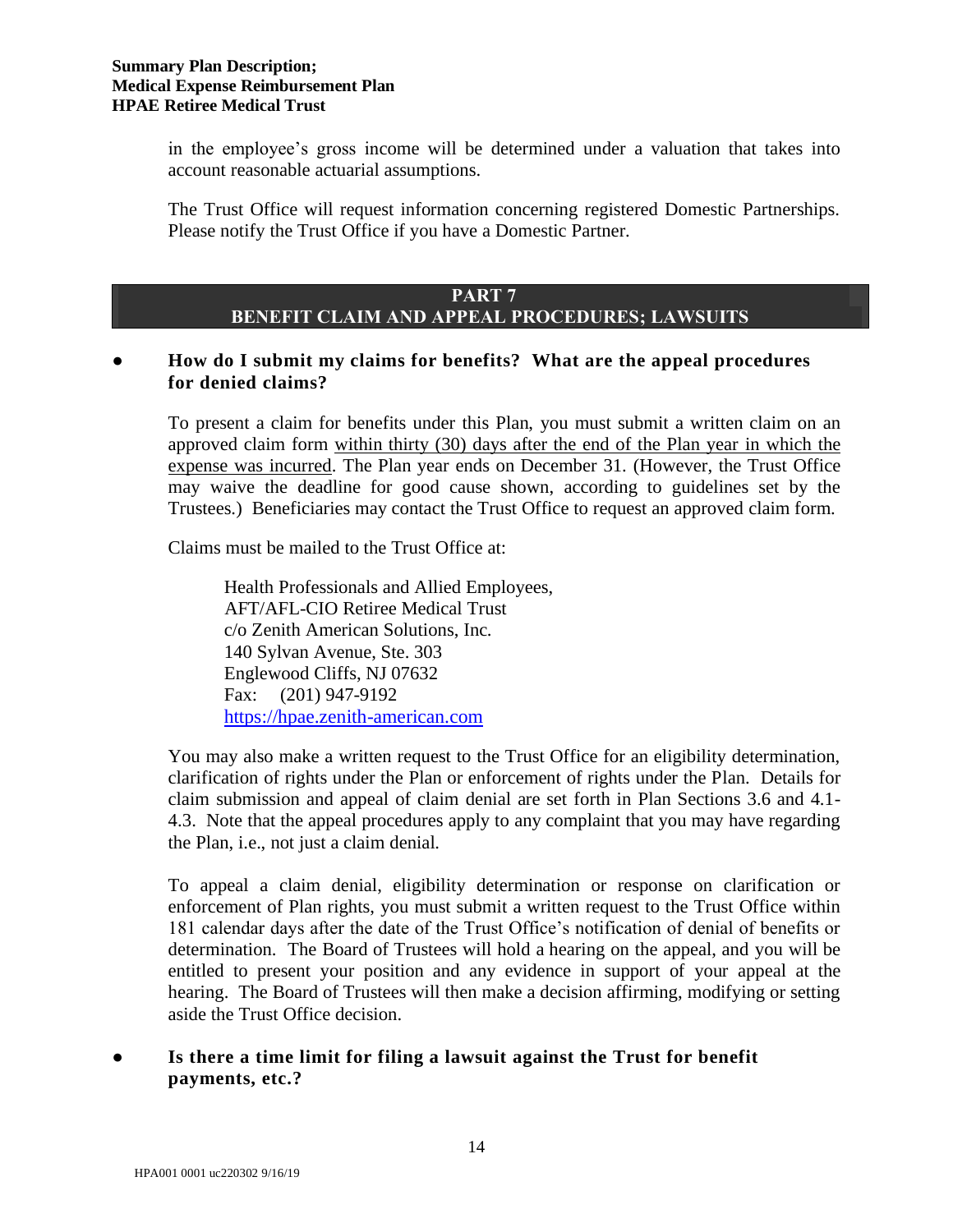in the employee's gross income will be determined under a valuation that takes into account reasonable actuarial assumptions.

The Trust Office will request information concerning registered Domestic Partnerships. Please notify the Trust Office if you have a Domestic Partner.

## PART 7
## BENEFIT CLAIM AND APPEAL PROCEDURES; LAWSUITS

- **How do I submit my claims for benefits? What are the appeal procedures for denied claims?**

  To present a claim for benefits under this Plan, you must submit a written claim on an approved claim form <u>within thirty (30) days after the end of the Plan year in which the expense was incurred</u>. The Plan year ends on December 31. (However, the Trust Office may waive the deadline for good cause shown, according to guidelines set by the Trustees.) Beneficiaries may contact the Trust Office to request an approved claim form.

  Claims must be mailed to the Trust Office at:

  > Health Professionals and Allied Employees,
  > AFT/AFL-CIO Retiree Medical Trust
  > c/o Zenith American Solutions, Inc.
  > 140 Sylvan Avenue, Ste. 303
  > Englewood Cliffs, NJ 07632
  > Fax: (201) 947-9192
  > https://hpae.zenith-american.com

  You may also make a written request to the Trust Office for an eligibility determination, clarification of rights under the Plan or enforcement of rights under the Plan. Details for claim submission and appeal of claim denial are set forth in Plan Sections 3.6 and 4.1-4.3. Note that the appeal procedures apply to any complaint that you may have regarding the Plan, i.e., not just a claim denial.

  To appeal a claim denial, eligibility determination or response on clarification or enforcement of Plan rights, you must submit a written request to the Trust Office within 181 calendar days after the date of the Trust Office's notification of denial of benefits or determination. The Board of Trustees will hold a hearing on the appeal, and you will be entitled to present your position and any evidence in support of your appeal at the hearing. The Board of Trustees will then make a decision affirming, modifying or setting aside the Trust Office decision.

- **Is there a time limit for filing a lawsuit against the Trust for benefit payments, etc.?**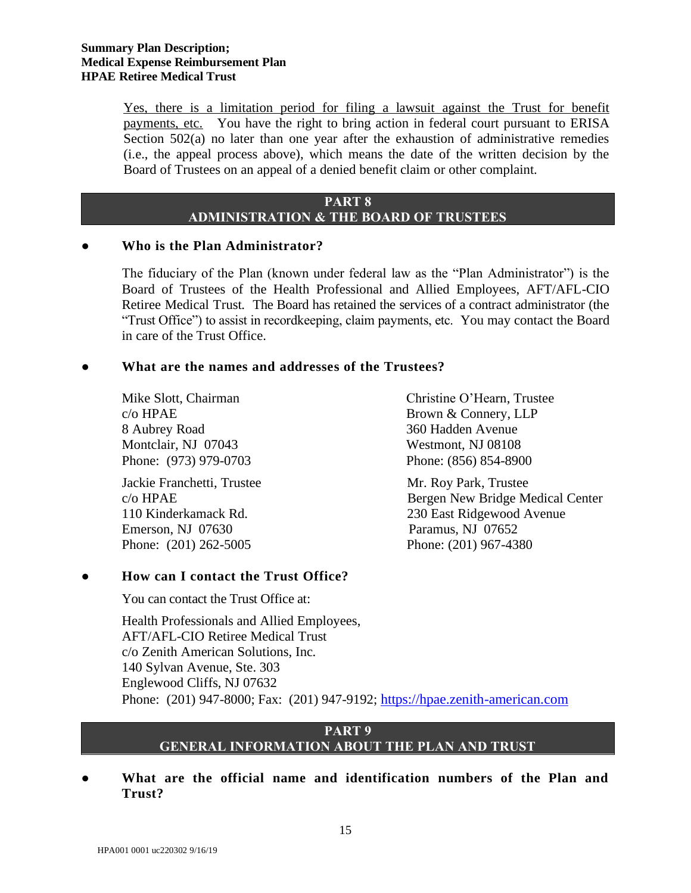Yes, there is a limitation period for filing a lawsuit against the Trust for benefit payments, etc. You have the right to bring action in federal court pursuant to ERISA Section 502(a) no later than one year after the exhaustion of administrative remedies (i.e., the appeal process above), which means the date of the written decision by the Board of Trustees on an appeal of a denied benefit claim or other complaint.

## PART 8
## ADMINISTRATION & THE BOARD OF TRUSTEES

- **Who is the Plan Administrator?**

The fiduciary of the Plan (known under federal law as the "Plan Administrator") is the Board of Trustees of the Health Professional and Allied Employees, AFT/AFL-CIO Retiree Medical Trust. The Board has retained the services of a contract administrator (the "Trust Office") to assist in recordkeeping, claim payments, etc. You may contact the Board in care of the Trust Office.

- **What are the names and addresses of the Trustees?**

Mike Slott, Chairman
c/o HPAE
8 Aubrey Road
Montclair, NJ 07043
Phone: (973) 979-0703

Christine O'Hearn, Trustee
Brown & Connery, LLP
360 Hadden Avenue
Westmont, NJ 08108
Phone: (856) 854-8900

Jackie Franchetti, Trustee
c/o HPAE
110 Kinderkamack Rd.
Emerson, NJ 07630
Phone: (201) 262-5005

Mr. Roy Park, Trustee
Bergen New Bridge Medical Center
230 East Ridgewood Avenue
Paramus, NJ 07652
Phone: (201) 967-4380

- **How can I contact the Trust Office?**

You can contact the Trust Office at:

Health Professionals and Allied Employees,
AFT/AFL-CIO Retiree Medical Trust
c/o Zenith American Solutions, Inc.
140 Sylvan Avenue, Ste. 303
Englewood Cliffs, NJ 07632
Phone: (201) 947-8000; Fax: (201) 947-9192; https://hpae.zenith-american.com

## PART 9
## GENERAL INFORMATION ABOUT THE PLAN AND TRUST

- **What are the official name and identification numbers of the Plan and Trust?**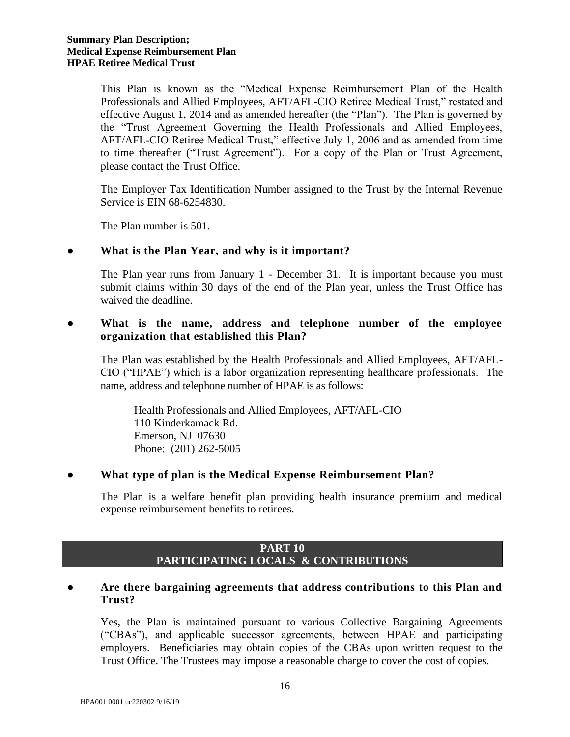This Plan is known as the "Medical Expense Reimbursement Plan of the Health Professionals and Allied Employees, AFT/AFL-CIO Retiree Medical Trust," restated and effective August 1, 2014 and as amended hereafter (the "Plan"). The Plan is governed by the "Trust Agreement Governing the Health Professionals and Allied Employees, AFT/AFL-CIO Retiree Medical Trust," effective July 1, 2006 and as amended from time to time thereafter ("Trust Agreement"). For a copy of the Plan or Trust Agreement, please contact the Trust Office.

The Employer Tax Identification Number assigned to the Trust by the Internal Revenue Service is EIN 68-6254830.

The Plan number is 501.

- **What is the Plan Year, and why is it important?**

The Plan year runs from January 1 - December 31. It is important because you must submit claims within 30 days of the end of the Plan year, unless the Trust Office has waived the deadline.

- **What is the name, address and telephone number of the employee organization that established this Plan?**

The Plan was established by the Health Professionals and Allied Employees, AFT/AFL-CIO ("HPAE") which is a labor organization representing healthcare professionals. The name, address and telephone number of HPAE is as follows:

Health Professionals and Allied Employees, AFT/AFL-CIO
110 Kinderkamack Rd.
Emerson, NJ 07630
Phone: (201) 262-5005

- **What type of plan is the Medical Expense Reimbursement Plan?**

The Plan is a welfare benefit plan providing health insurance premium and medical expense reimbursement benefits to retirees.

## PART 10
## PARTICIPATING LOCALS & CONTRIBUTIONS

- **Are there bargaining agreements that address contributions to this Plan and Trust?**

Yes, the Plan is maintained pursuant to various Collective Bargaining Agreements ("CBAs"), and applicable successor agreements, between HPAE and participating employers. Beneficiaries may obtain copies of the CBAs upon written request to the Trust Office. The Trustees may impose a reasonable charge to cover the cost of copies.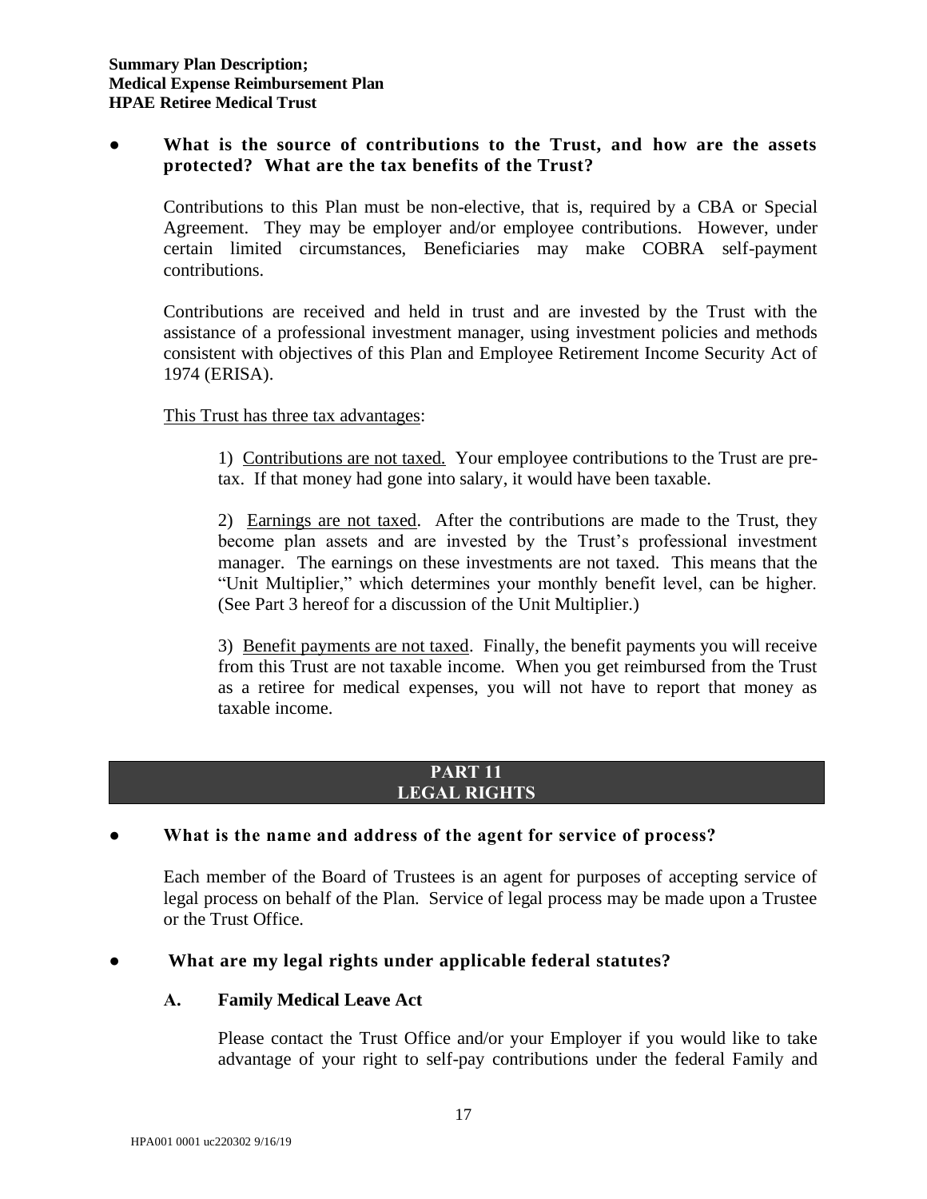- **What is the source of contributions to the Trust, and how are the assets protected? What are the tax benefits of the Trust?**

  Contributions to this Plan must be non-elective, that is, required by a CBA or Special Agreement. They may be employer and/or employee contributions. However, under certain limited circumstances, Beneficiaries may make COBRA self-payment contributions.

  Contributions are received and held in trust and are invested by the Trust with the assistance of a professional investment manager, using investment policies and methods consistent with objectives of this Plan and Employee Retirement Income Security Act of 1974 (ERISA).

  <u>This Trust has three tax advantages</u>:

  1) <u>Contributions are not taxed.</u> Your employee contributions to the Trust are pre-tax. If that money had gone into salary, it would have been taxable.

  2) <u>Earnings are not taxed</u>. After the contributions are made to the Trust, they become plan assets and are invested by the Trust's professional investment manager. The earnings on these investments are not taxed. This means that the "Unit Multiplier," which determines your monthly benefit level, can be higher. (See Part 3 hereof for a discussion of the Unit Multiplier.)

  3) <u>Benefit payments are not taxed</u>. Finally, the benefit payments you will receive from this Trust are not taxable income. When you get reimbursed from the Trust as a retiree for medical expenses, you will not have to report that money as taxable income.

## PART 11
## LEGAL RIGHTS

- **What is the name and address of the agent for service of process?**

  Each member of the Board of Trustees is an agent for purposes of accepting service of legal process on behalf of the Plan. Service of legal process may be made upon a Trustee or the Trust Office.

- **What are my legal rights under applicable federal statutes?**

  **A. Family Medical Leave Act**

  Please contact the Trust Office and/or your Employer if you would like to take advantage of your right to self-pay contributions under the federal Family and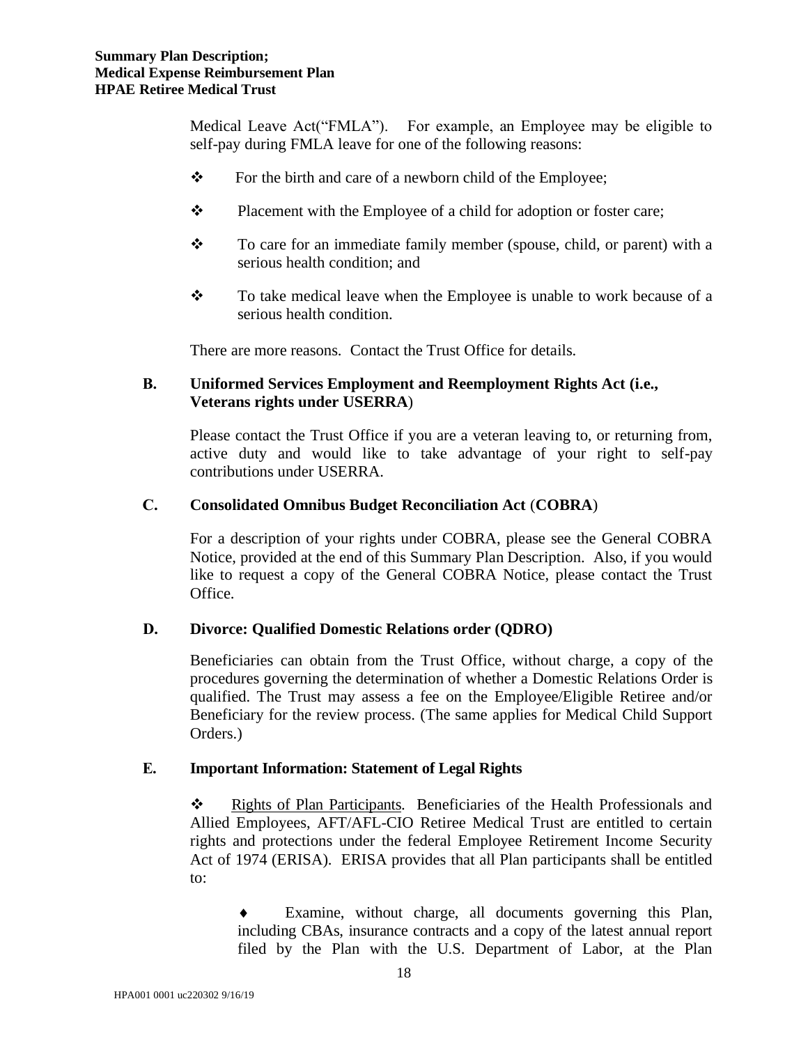Medical Leave Act("FMLA"). For example, an Employee may be eligible to self-pay during FMLA leave for one of the following reasons:

- For the birth and care of a newborn child of the Employee;
- Placement with the Employee of a child for adoption or foster care;
- To care for an immediate family member (spouse, child, or parent) with a serious health condition; and
- To take medical leave when the Employee is unable to work because of a serious health condition.

There are more reasons. Contact the Trust Office for details.

### B. Uniformed Services Employment and Reemployment Rights Act (i.e., Veterans rights under USERRA)

Please contact the Trust Office if you are a veteran leaving to, or returning from, active duty and would like to take advantage of your right to self-pay contributions under USERRA.

### C. Consolidated Omnibus Budget Reconciliation Act (COBRA)

For a description of your rights under COBRA, please see the General COBRA Notice, provided at the end of this Summary Plan Description. Also, if you would like to request a copy of the General COBRA Notice, please contact the Trust Office.

### D. Divorce: Qualified Domestic Relations order (QDRO)

Beneficiaries can obtain from the Trust Office, without charge, a copy of the procedures governing the determination of whether a Domestic Relations Order is qualified. The Trust may assess a fee on the Employee/Eligible Retiree and/or Beneficiary for the review process. (The same applies for Medical Child Support Orders.)

### E. Important Information: Statement of Legal Rights

- Rights of Plan Participants. Beneficiaries of the Health Professionals and Allied Employees, AFT/AFL-CIO Retiree Medical Trust are entitled to certain rights and protections under the federal Employee Retirement Income Security Act of 1974 (ERISA). ERISA provides that all Plan participants shall be entitled to:
    - Examine, without charge, all documents governing this Plan, including CBAs, insurance contracts and a copy of the latest annual report filed by the Plan with the U.S. Department of Labor, at the Plan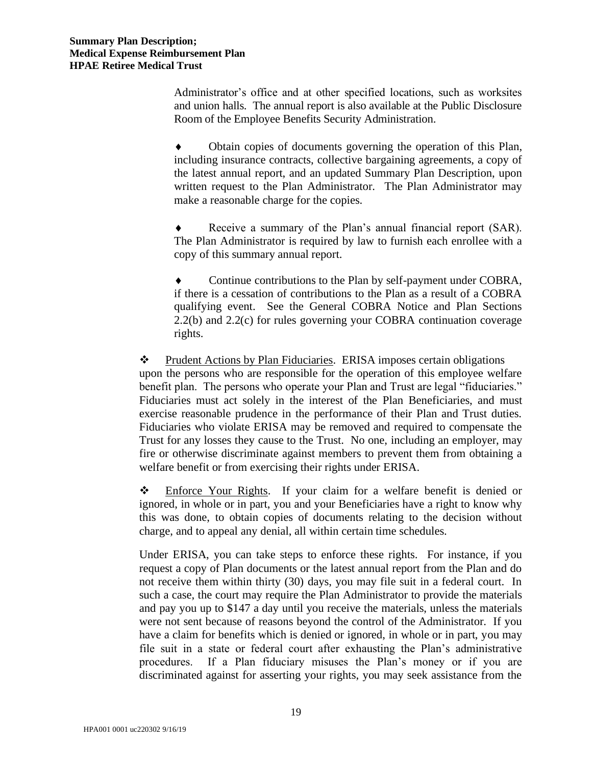Administrator's office and at other specified locations, such as worksites and union halls. The annual report is also available at the Public Disclosure Room of the Employee Benefits Security Administration.

- Obtain copies of documents governing the operation of this Plan, including insurance contracts, collective bargaining agreements, a copy of the latest annual report, and an updated Summary Plan Description, upon written request to the Plan Administrator. The Plan Administrator may make a reasonable charge for the copies.

- Receive a summary of the Plan's annual financial report (SAR). The Plan Administrator is required by law to furnish each enrollee with a copy of this summary annual report.

- Continue contributions to the Plan by self-payment under COBRA, if there is a cessation of contributions to the Plan as a result of a COBRA qualifying event. See the General COBRA Notice and Plan Sections 2.2(b) and 2.2(c) for rules governing your COBRA continuation coverage rights.

❖ Prudent Actions by Plan Fiduciaries. ERISA imposes certain obligations upon the persons who are responsible for the operation of this employee welfare benefit plan. The persons who operate your Plan and Trust are legal "fiduciaries." Fiduciaries must act solely in the interest of the Plan Beneficiaries, and must exercise reasonable prudence in the performance of their Plan and Trust duties. Fiduciaries who violate ERISA may be removed and required to compensate the Trust for any losses they cause to the Trust. No one, including an employer, may fire or otherwise discriminate against members to prevent them from obtaining a welfare benefit or from exercising their rights under ERISA.

❖ Enforce Your Rights. If your claim for a welfare benefit is denied or ignored, in whole or in part, you and your Beneficiaries have a right to know why this was done, to obtain copies of documents relating to the decision without charge, and to appeal any denial, all within certain time schedules.

Under ERISA, you can take steps to enforce these rights. For instance, if you request a copy of Plan documents or the latest annual report from the Plan and do not receive them within thirty (30) days, you may file suit in a federal court. In such a case, the court may require the Plan Administrator to provide the materials and pay you up to $147 a day until you receive the materials, unless the materials were not sent because of reasons beyond the control of the Administrator. If you have a claim for benefits which is denied or ignored, in whole or in part, you may file suit in a state or federal court after exhausting the Plan's administrative procedures. If a Plan fiduciary misuses the Plan's money or if you are discriminated against for asserting your rights, you may seek assistance from the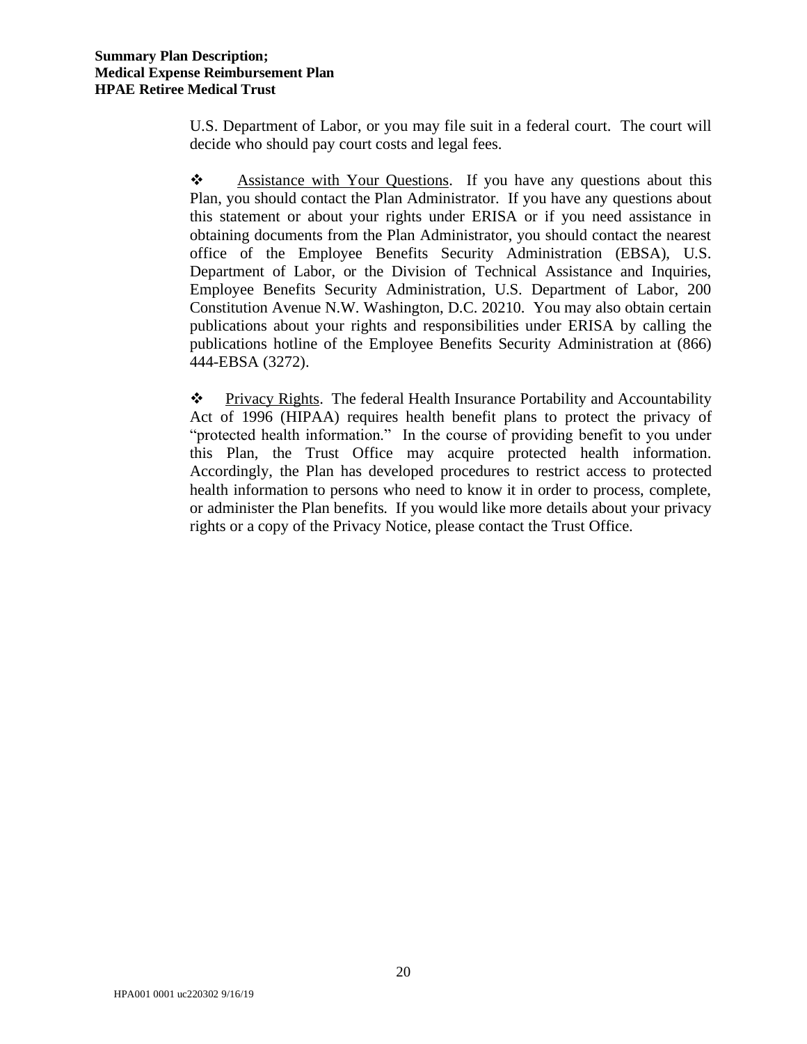U.S. Department of Labor, or you may file suit in a federal court. The court will decide who should pay court costs and legal fees.

❖ Assistance with Your Questions. If you have any questions about this Plan, you should contact the Plan Administrator. If you have any questions about this statement or about your rights under ERISA or if you need assistance in obtaining documents from the Plan Administrator, you should contact the nearest office of the Employee Benefits Security Administration (EBSA), U.S. Department of Labor, or the Division of Technical Assistance and Inquiries, Employee Benefits Security Administration, U.S. Department of Labor, 200 Constitution Avenue N.W. Washington, D.C. 20210. You may also obtain certain publications about your rights and responsibilities under ERISA by calling the publications hotline of the Employee Benefits Security Administration at (866) 444-EBSA (3272).

❖ Privacy Rights. The federal Health Insurance Portability and Accountability Act of 1996 (HIPAA) requires health benefit plans to protect the privacy of "protected health information." In the course of providing benefit to you under this Plan, the Trust Office may acquire protected health information. Accordingly, the Plan has developed procedures to restrict access to protected health information to persons who need to know it in order to process, complete, or administer the Plan benefits. If you would like more details about your privacy rights or a copy of the Privacy Notice, please contact the Trust Office.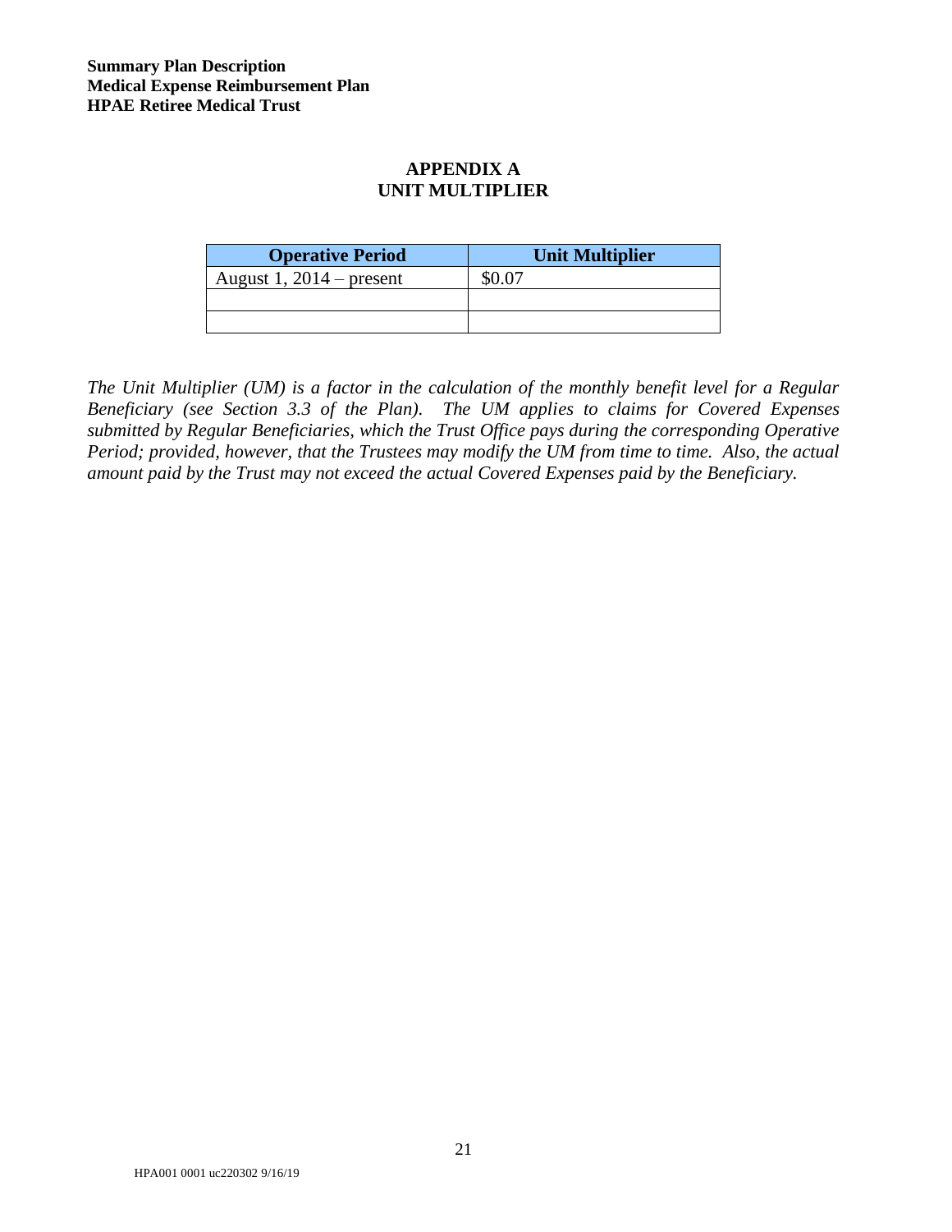# APPENDIX A
# UNIT MULTIPLIER

| Operative Period | Unit Multiplier |
|---|---|
| August 1, 2014 – present | $0.07 |
| | |
| | |

*The Unit Multiplier (UM) is a factor in the calculation of the monthly benefit level for a Regular Beneficiary (see Section 3.3 of the Plan). The UM applies to claims for Covered Expenses submitted by Regular Beneficiaries, which the Trust Office pays during the corresponding Operative Period; provided, however, that the Trustees may modify the UM from time to time. Also, the actual amount paid by the Trust may not exceed the actual Covered Expenses paid by the Beneficiary.*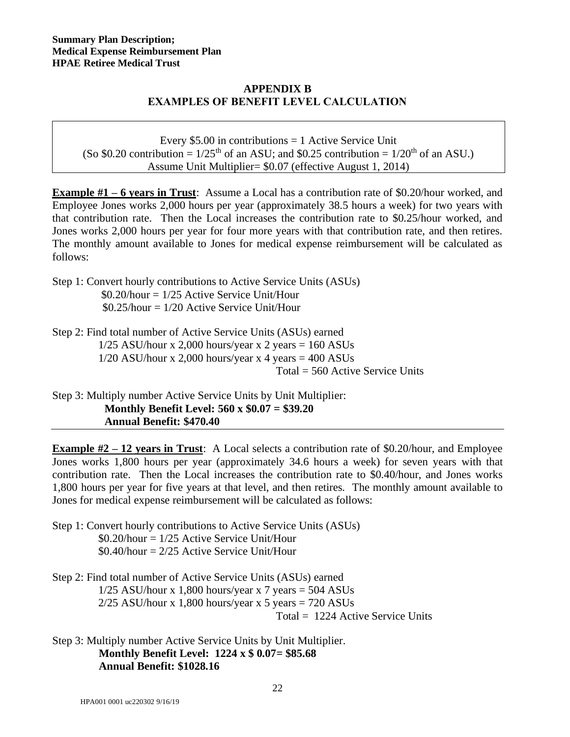## APPENDIX B
## EXAMPLES OF BENEFIT LEVEL CALCULATION

> Every \$5.00 in contributions = 1 Active Service Unit
> (So \$0.20 contribution = 1/25th of an ASU; and \$0.25 contribution = 1/20th of an ASU.)
> Assume Unit Multiplier= \$0.07 (effective August 1, 2014)

**Example #1 – 6 years in Trust**: Assume a Local has a contribution rate of \$0.20/hour worked, and Employee Jones works 2,000 hours per year (approximately 38.5 hours a week) for two years with that contribution rate. Then the Local increases the contribution rate to \$0.25/hour worked, and Jones works 2,000 hours per year for four more years with that contribution rate, and then retires. The monthly amount available to Jones for medical expense reimbursement will be calculated as follows:

Step 1: Convert hourly contributions to Active Service Units (ASUs)
- \$0.20/hour = 1/25 Active Service Unit/Hour
- \$0.25/hour = 1/20 Active Service Unit/Hour

Step 2: Find total number of Active Service Units (ASUs) earned
- 1/25 ASU/hour x 2,000 hours/year x 2 years = 160 ASUs
- 1/20 ASU/hour x 2,000 hours/year x 4 years = 400 ASUs
- Total = 560 Active Service Units

Step 3: Multiply number Active Service Units by Unit Multiplier:
**Monthly Benefit Level: 560 x \$0.07 = \$39.20**
**Annual Benefit: \$470.40**

---

**Example #2 – 12 years in Trust**: A Local selects a contribution rate of \$0.20/hour, and Employee Jones works 1,800 hours per year (approximately 34.6 hours a week) for seven years with that contribution rate. Then the Local increases the contribution rate to \$0.40/hour, and Jones works 1,800 hours per year for five years at that level, and then retires. The monthly amount available to Jones for medical expense reimbursement will be calculated as follows:

Step 1: Convert hourly contributions to Active Service Units (ASUs)
- \$0.20/hour = 1/25 Active Service Unit/Hour
- \$0.40/hour = 2/25 Active Service Unit/Hour

Step 2: Find total number of Active Service Units (ASUs) earned
- 1/25 ASU/hour x 1,800 hours/year x 7 years = 504 ASUs
- 2/25 ASU/hour x 1,800 hours/year x 5 years = 720 ASUs
- Total = 1224 Active Service Units

Step 3: Multiply number Active Service Units by Unit Multiplier.
**Monthly Benefit Level: 1224 x \$ 0.07= \$85.68**
**Annual Benefit: \$1028.16**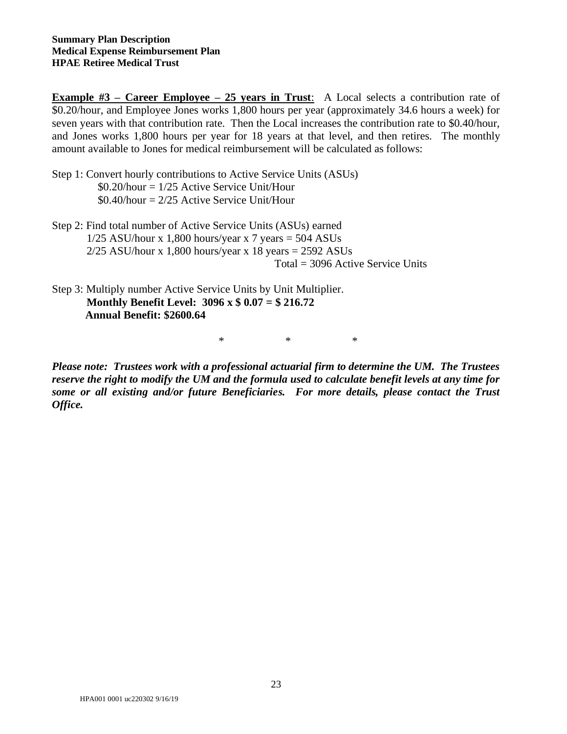**Example #3 – Career Employee – 25 years in Trust**: A Local selects a contribution rate of \$0.20/hour, and Employee Jones works 1,800 hours per year (approximately 34.6 hours a week) for seven years with that contribution rate. Then the Local increases the contribution rate to \$0.40/hour, and Jones works 1,800 hours per year for 18 years at that level, and then retires. The monthly amount available to Jones for medical reimbursement will be calculated as follows:

Step 1: Convert hourly contributions to Active Service Units (ASUs)
\$0.20/hour = 1/25 Active Service Unit/Hour
\$0.40/hour = 2/25 Active Service Unit/Hour

Step 2: Find total number of Active Service Units (ASUs) earned
1/25 ASU/hour x 1,800 hours/year x 7 years = 504 ASUs
2/25 ASU/hour x 1,800 hours/year x 18 years = 2592 ASUs
Total = 3096 Active Service Units

Step 3: Multiply number Active Service Units by Unit Multiplier.
**Monthly Benefit Level: 3096 x \$ 0.07 = \$ 216.72**
**Annual Benefit: \$2600.64**

\* \* \*

***Please note: Trustees work with a professional actuarial firm to determine the UM. The Trustees reserve the right to modify the UM and the formula used to calculate benefit levels at any time for some or all existing and/or future Beneficiaries. For more details, please contact the Trust Office.***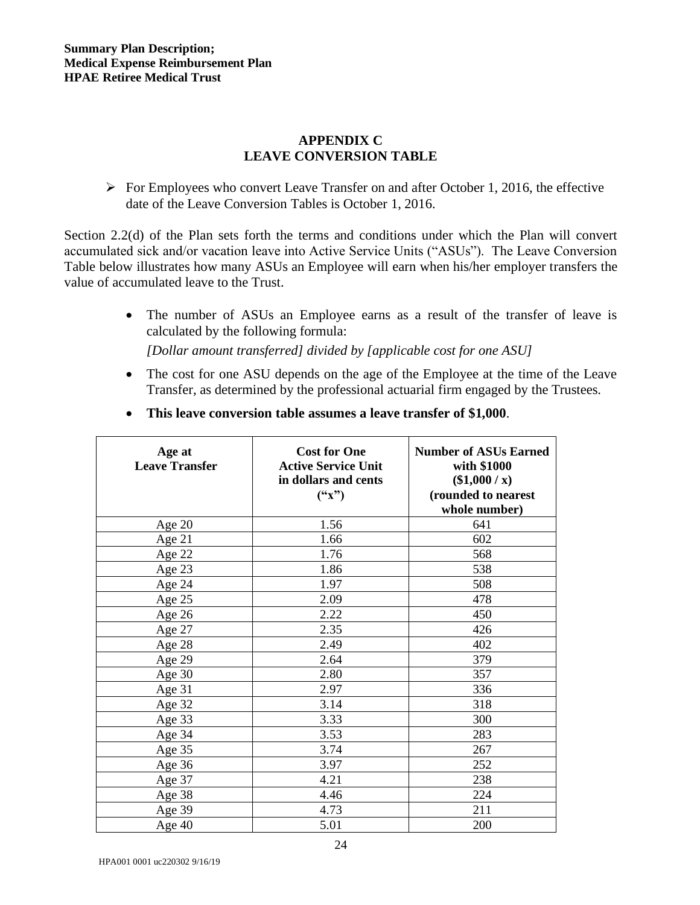**Summary Plan Description;**
**Medical Expense Reimbursement Plan**
**HPAE Retiree Medical Trust**

## APPENDIX C
## LEAVE CONVERSION TABLE

- For Employees who convert Leave Transfer on and after October 1, 2016, the effective date of the Leave Conversion Tables is October 1, 2016.

Section 2.2(d) of the Plan sets forth the terms and conditions under which the Plan will convert accumulated sick and/or vacation leave into Active Service Units ("ASUs"). The Leave Conversion Table below illustrates how many ASUs an Employee will earn when his/her employer transfers the value of accumulated leave to the Trust.

- The number of ASUs an Employee earns as a result of the transfer of leave is calculated by the following formula:

  *[Dollar amount transferred] divided by [applicable cost for one ASU]*

- The cost for one ASU depends on the age of the Employee at the time of the Leave Transfer, as determined by the professional actuarial firm engaged by the Trustees.

- **This leave conversion table assumes a leave transfer of $1,000**.

| Age at Leave Transfer | Cost for One Active Service Unit in dollars and cents ("x") | Number of ASUs Earned with $1000 ($1,000 / x) (rounded to nearest whole number) |
|---|---|---|
| Age 20 | 1.56 | 641 |
| Age 21 | 1.66 | 602 |
| Age 22 | 1.76 | 568 |
| Age 23 | 1.86 | 538 |
| Age 24 | 1.97 | 508 |
| Age 25 | 2.09 | 478 |
| Age 26 | 2.22 | 450 |
| Age 27 | 2.35 | 426 |
| Age 28 | 2.49 | 402 |
| Age 29 | 2.64 | 379 |
| Age 30 | 2.80 | 357 |
| Age 31 | 2.97 | 336 |
| Age 32 | 3.14 | 318 |
| Age 33 | 3.33 | 300 |
| Age 34 | 3.53 | 283 |
| Age 35 | 3.74 | 267 |
| Age 36 | 3.97 | 252 |
| Age 37 | 4.21 | 238 |
| Age 38 | 4.46 | 224 |
| Age 39 | 4.73 | 211 |
| Age 40 | 5.01 | 200 |

HPA001 0001 uc220302 9/16/19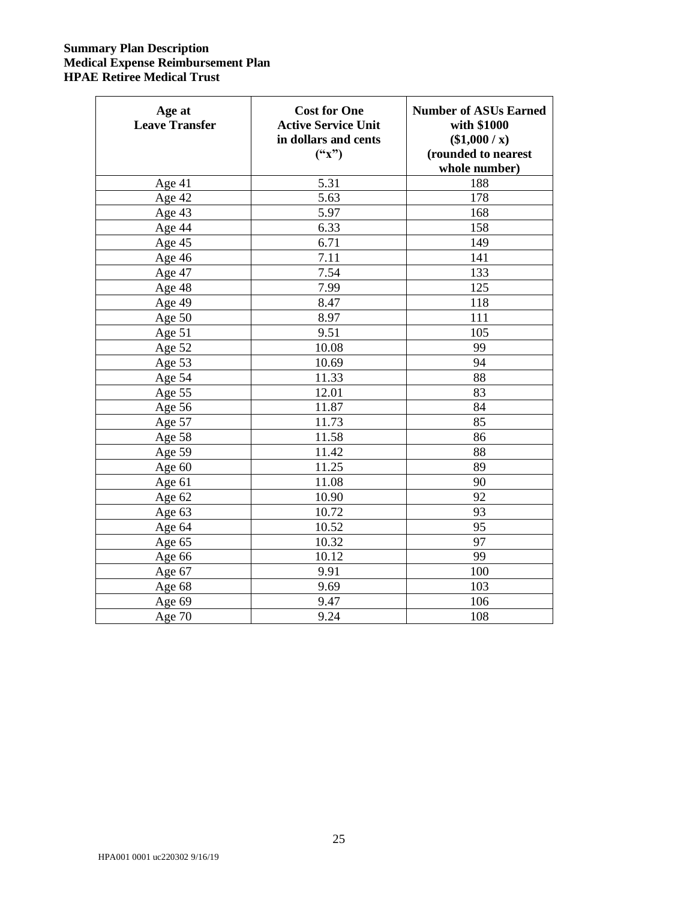| Age at Leave Transfer | Cost for One Active Service Unit in dollars and cents ("x") | Number of ASUs Earned with $1000 ($1,000 / x) (rounded to nearest whole number) |
|---|---|---|
| Age 41 | 5.31 | 188 |
| Age 42 | 5.63 | 178 |
| Age 43 | 5.97 | 168 |
| Age 44 | 6.33 | 158 |
| Age 45 | 6.71 | 149 |
| Age 46 | 7.11 | 141 |
| Age 47 | 7.54 | 133 |
| Age 48 | 7.99 | 125 |
| Age 49 | 8.47 | 118 |
| Age 50 | 8.97 | 111 |
| Age 51 | 9.51 | 105 |
| Age 52 | 10.08 | 99 |
| Age 53 | 10.69 | 94 |
| Age 54 | 11.33 | 88 |
| Age 55 | 12.01 | 83 |
| Age 56 | 11.87 | 84 |
| Age 57 | 11.73 | 85 |
| Age 58 | 11.58 | 86 |
| Age 59 | 11.42 | 88 |
| Age 60 | 11.25 | 89 |
| Age 61 | 11.08 | 90 |
| Age 62 | 10.90 | 92 |
| Age 63 | 10.72 | 93 |
| Age 64 | 10.52 | 95 |
| Age 65 | 10.32 | 97 |
| Age 66 | 10.12 | 99 |
| Age 67 | 9.91 | 100 |
| Age 68 | 9.69 | 103 |
| Age 69 | 9.47 | 106 |
| Age 70 | 9.24 | 108 |